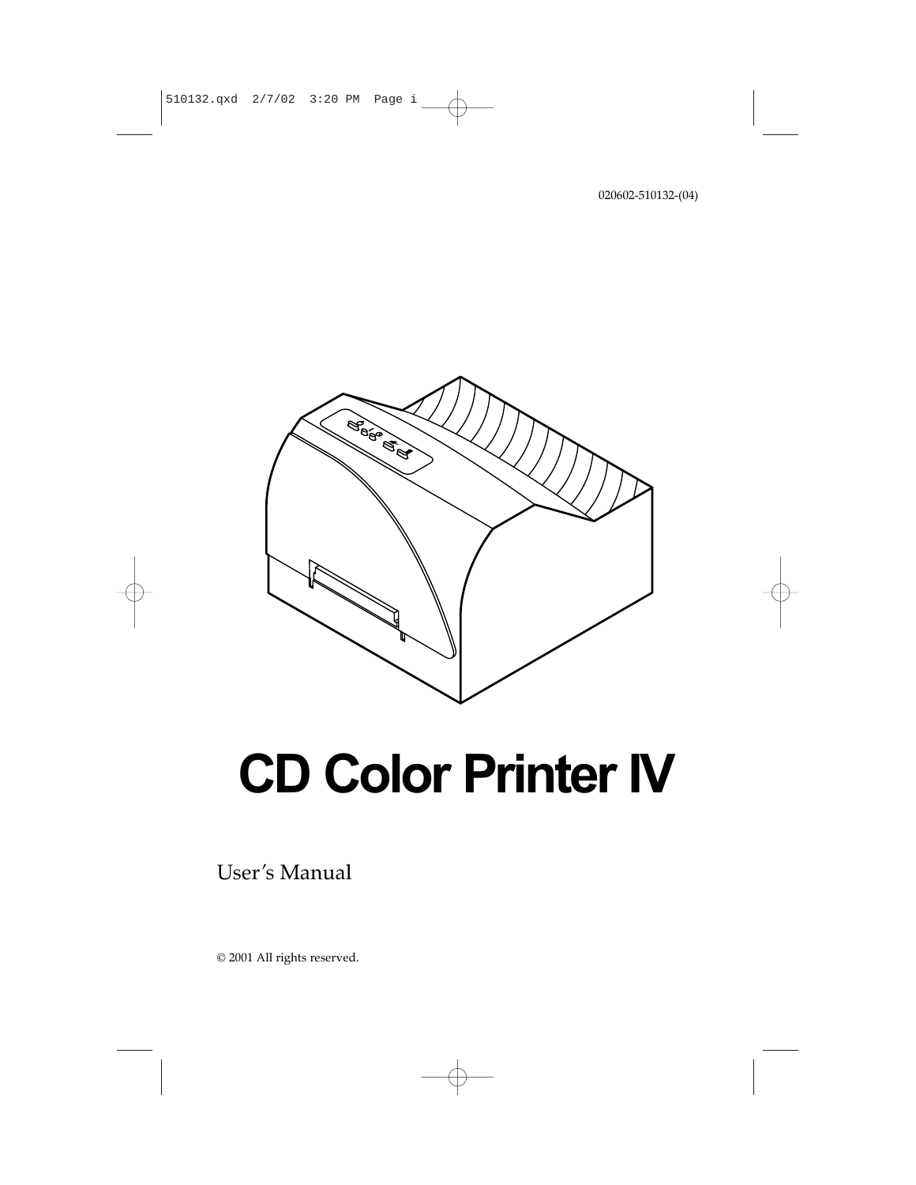020602-510132-(04)

# CD Color Printer IV

User's Manual

© 2001 All rights reserved.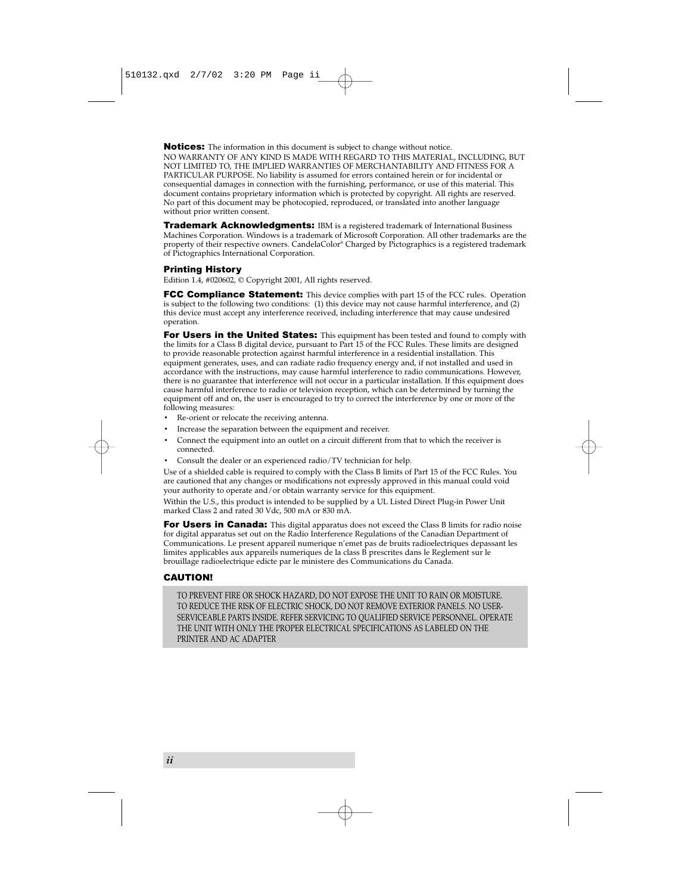**Notices:** The information in this document is subject to change without notice.
NO WARRANTY OF ANY KIND IS MADE WITH REGARD TO THIS MATERIAL, INCLUDING, BUT NOT LIMITED TO, THE IMPLIED WARRANTIES OF MERCHANTABILITY AND FITNESS FOR A PARTICULAR PURPOSE. No liability is assumed for errors contained herein or for incidental or consequential damages in connection with the furnishing, performance, or use of this material. This document contains proprietary information which is protected by copyright. All rights are reserved. No part of this document may be photocopied, reproduced, or translated into another language without prior written consent.

**Trademark Acknowledgments:** IBM is a registered trademark of International Business Machines Corporation. Windows is a trademark of Microsoft Corporation. All other trademarks are the property of their respective owners. CandelaColor® Charged by Pictographics is a registered trademark of Pictographics International Corporation.

**Printing History**

Edition 1.4, #020602, © Copyright 2001, All rights reserved.

**FCC Compliance Statement:** This device complies with part 15 of the FCC rules. Operation is subject to the following two conditions: (1) this device may not cause harmful interference, and (2) this device must accept any interference received, including interference that may cause undesired operation.

**For Users in the United States:** This equipment has been tested and found to comply with the limits for a Class B digital device, pursuant to Part 15 of the FCC Rules. These limits are designed to provide reasonable protection against harmful interference in a residential installation. This equipment generates, uses, and can radiate radio frequency energy and, if not installed and used in accordance with the instructions, may cause harmful interference to radio communications. However, there is no guarantee that interference will not occur in a particular installation. If this equipment does cause harmful interference to radio or television reception, which can be determined by turning the equipment off and on, the user is encouraged to try to correct the interference by one or more of the following measures:

- Re-orient or relocate the receiving antenna.
- Increase the separation between the equipment and receiver.
- Connect the equipment into an outlet on a circuit different from that to which the receiver is connected.
- Consult the dealer or an experienced radio/TV technician for help.

Use of a shielded cable is required to comply with the Class B limits of Part 15 of the FCC Rules. You are cautioned that any changes or modifications not expressly approved in this manual could void your authority to operate and/or obtain warranty service for this equipment.

Within the U.S., this product is intended to be supplied by a UL Listed Direct Plug-in Power Unit marked Class 2 and rated 30 Vdc, 500 mA or 830 mA.

**For Users in Canada:** This digital apparatus does not exceed the Class B limits for radio noise for digital apparatus set out on the Radio Interference Regulations of the Canadian Department of Communications. Le present appareil numerique n'emet pas de bruits radioelectriques depassant les limites applicables aux appareils numeriques de la class B prescrites dans le Reglement sur le brouillage radioelectrique edicte par le ministere des Communications du Canada.

**CAUTION!**

TO PREVENT FIRE OR SHOCK HAZARD, DO NOT EXPOSE THE UNIT TO RAIN OR MOISTURE. TO REDUCE THE RISK OF ELECTRIC SHOCK, DO NOT REMOVE EXTERIOR PANELS. NO USER-SERVICEABLE PARTS INSIDE. REFER SERVICING TO QUALIFIED SERVICE PERSONNEL. OPERATE THE UNIT WITH ONLY THE PROPER ELECTRICAL SPECIFICATIONS AS LABELED ON THE PRINTER AND AC ADAPTER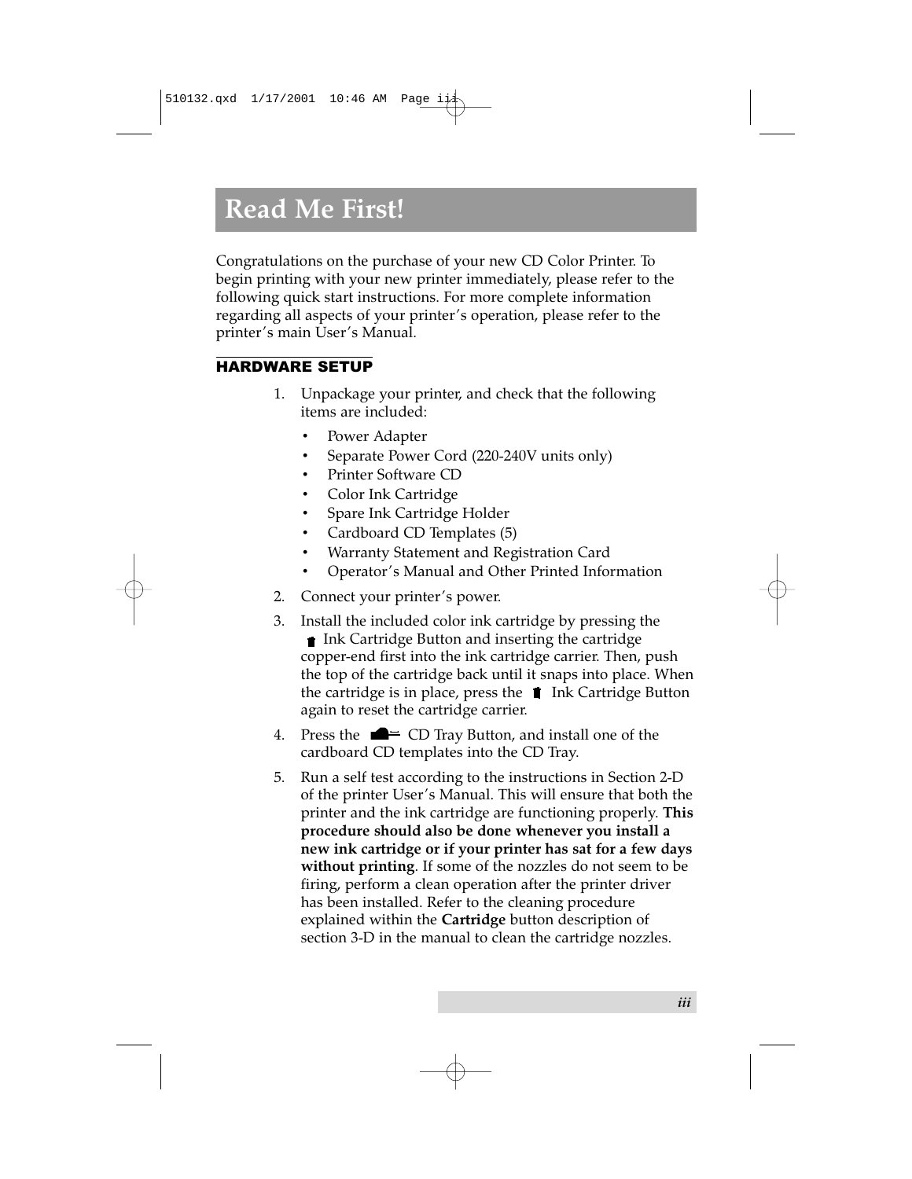# Read Me First!

Congratulations on the purchase of your new CD Color Printer. To begin printing with your new printer immediately, please refer to the following quick start instructions. For more complete information regarding all aspects of your printer's operation, please refer to the printer's main User's Manual.

## HARDWARE SETUP

1. Unpackage your printer, and check that the following items are included:
   - Power Adapter
   - Separate Power Cord (220-240V units only)
   - Printer Software CD
   - Color Ink Cartridge
   - Spare Ink Cartridge Holder
   - Cardboard CD Templates (5)
   - Warranty Statement and Registration Card
   - Operator's Manual and Other Printed Information
2. Connect your printer's power.
3. Install the included color ink cartridge by pressing the Ink Cartridge Button and inserting the cartridge copper-end first into the ink cartridge carrier. Then, push the top of the cartridge back until it snaps into place. When the cartridge is in place, press the Ink Cartridge Button again to reset the cartridge carrier.
4. Press the CD Tray Button, and install one of the cardboard CD templates into the CD Tray.
5. Run a self test according to the instructions in Section 2-D of the printer User's Manual. This will ensure that both the printer and the ink cartridge are functioning properly. **This procedure should also be done whenever you install a new ink cartridge or if your printer has sat for a few days without printing**. If some of the nozzles do not seem to be firing, perform a clean operation after the printer driver has been installed. Refer to the cleaning procedure explained within the **Cartridge** button description of section 3-D in the manual to clean the cartridge nozzles.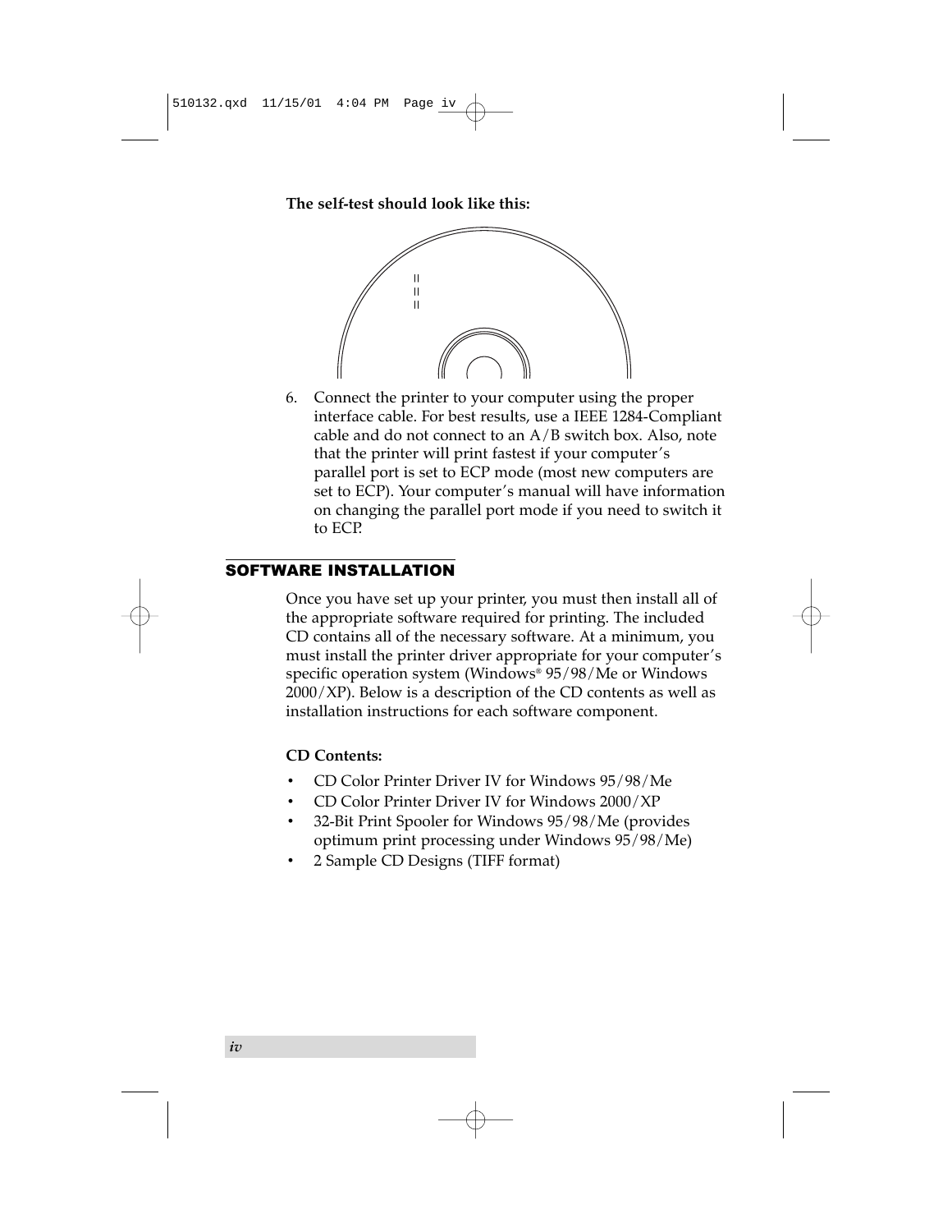**The self-test should look like this:**

6. Connect the printer to your computer using the proper interface cable. For best results, use a IEEE 1284-Compliant cable and do not connect to an A/B switch box. Also, note that the printer will print fastest if your computer's parallel port is set to ECP mode (most new computers are set to ECP). Your computer's manual will have information on changing the parallel port mode if you need to switch it to ECP.

## SOFTWARE INSTALLATION

Once you have set up your printer, you must then install all of the appropriate software required for printing. The included CD contains all of the necessary software. At a minimum, you must install the printer driver appropriate for your computer's specific operation system (Windows® 95/98/Me or Windows 2000/XP). Below is a description of the CD contents as well as installation instructions for each software component.

**CD Contents:**

- CD Color Printer Driver IV for Windows 95/98/Me
- CD Color Printer Driver IV for Windows 2000/XP
- 32-Bit Print Spooler for Windows 95/98/Me (provides optimum print processing under Windows 95/98/Me)
- 2 Sample CD Designs (TIFF format)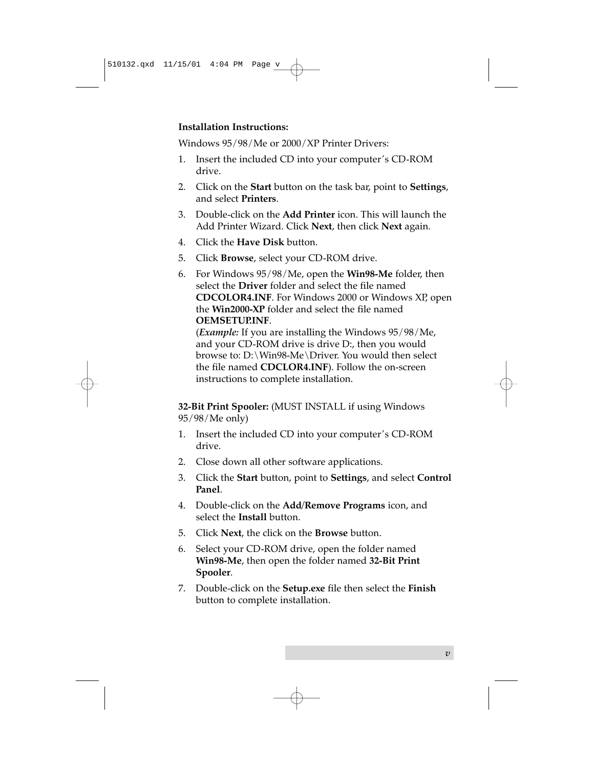**Installation Instructions:**

Windows 95/98/Me or 2000/XP Printer Drivers:

1. Insert the included CD into your computer's CD-ROM drive.
2. Click on the **Start** button on the task bar, point to **Settings**, and select **Printers**.
3. Double-click on the **Add Printer** icon. This will launch the Add Printer Wizard. Click **Next**, then click **Next** again.
4. Click the **Have Disk** button.
5. Click **Browse**, select your CD-ROM drive.
6. For Windows 95/98/Me, open the **Win98-Me** folder, then select the **Driver** folder and select the file named **CDCOLOR4.INF**. For Windows 2000 or Windows XP, open the **Win2000-XP** folder and select the file named **OEMSETUP.INF**.
   (***Example:*** If you are installing the Windows 95/98/Me, and your CD-ROM drive is drive D:, then you would browse to: D:\Win98-Me\Driver. You would then select the file named **CDCLOR4.INF**). Follow the on-screen instructions to complete installation.

**32-Bit Print Spooler:** (MUST INSTALL if using Windows 95/98/Me only)

1. Insert the included CD into your computer's CD-ROM drive.
2. Close down all other software applications.
3. Click the **Start** button, point to **Settings**, and select **Control Panel**.
4. Double-click on the **Add/Remove Programs** icon, and select the **Install** button.
5. Click **Next**, the click on the **Browse** button.
6. Select your CD-ROM drive, open the folder named **Win98-Me**, then open the folder named **32-Bit Print Spooler**.
7. Double-click on the **Setup.exe** file then select the **Finish** button to complete installation.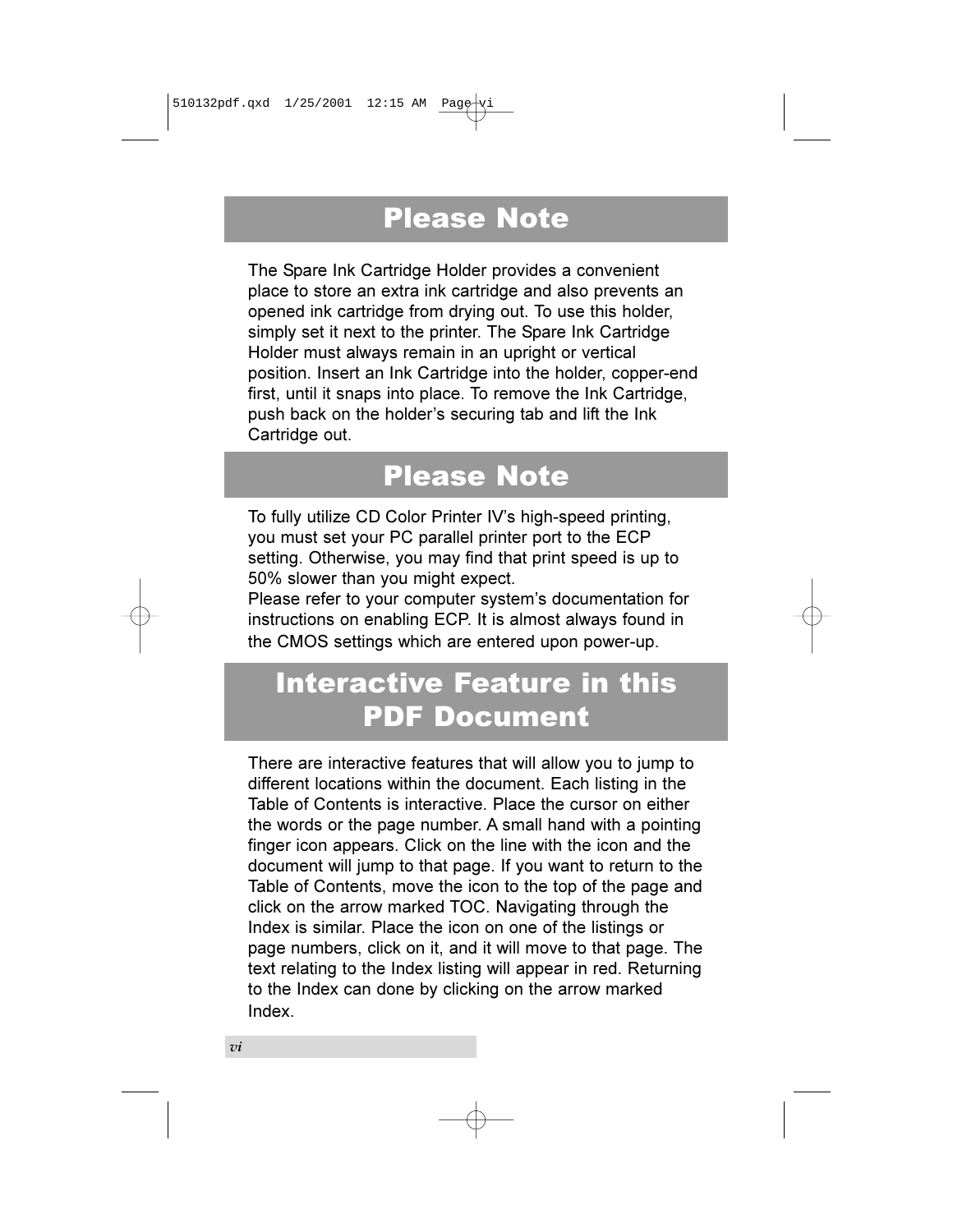## Please Note

The Spare Ink Cartridge Holder provides a convenient place to store an extra ink cartridge and also prevents an opened ink cartridge from drying out. To use this holder, simply set it next to the printer. The Spare Ink Cartridge Holder must always remain in an upright or vertical position. Insert an Ink Cartridge into the holder, copper-end first, until it snaps into place. To remove the Ink Cartridge, push back on the holder's securing tab and lift the Ink Cartridge out.

## Please Note

To fully utilize CD Color Printer IV's high-speed printing, you must set your PC parallel printer port to the ECP setting. Otherwise, you may find that print speed is up to 50% slower than you might expect.
Please refer to your computer system's documentation for instructions on enabling ECP. It is almost always found in the CMOS settings which are entered upon power-up.

## Interactive Feature in this PDF Document

There are interactive features that will allow you to jump to different locations within the document. Each listing in the Table of Contents is interactive. Place the cursor on either the words or the page number. A small hand with a pointing finger icon appears. Click on the line with the icon and the document will jump to that page. If you want to return to the Table of Contents, move the icon to the top of the page and click on the arrow marked TOC. Navigating through the Index is similar. Place the icon on one of the listings or page numbers, click on it, and it will move to that page. The text relating to the Index listing will appear in red. Returning to the Index can done by clicking on the arrow marked Index.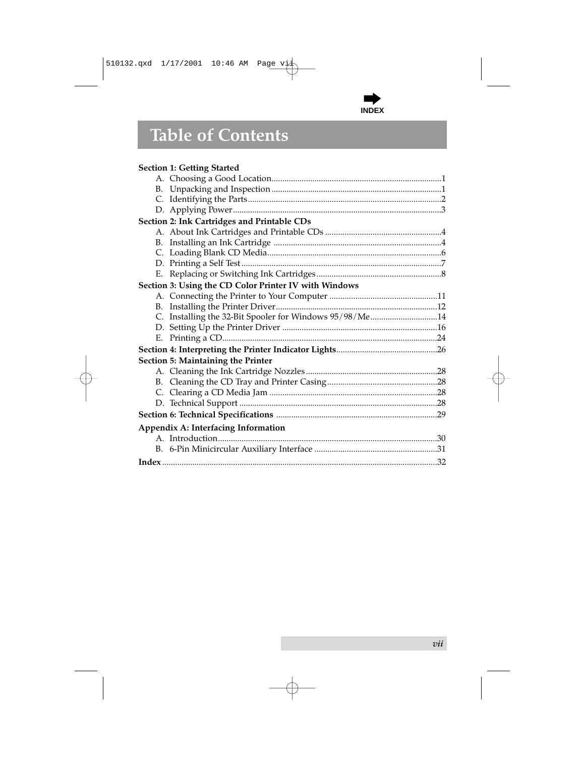INDEX

# Table of Contents

**Section 1: Getting Started**

- A. Choosing a Good Location....1
- B. Unpacking and Inspection....1
- C. Identifying the Parts....2
- D. Applying Power....3

**Section 2: Ink Cartridges and Printable CDs**

- A. About Ink Cartridges and Printable CDs....4
- B. Installing an Ink Cartridge....4
- C. Loading Blank CD Media....6
- D. Printing a Self Test....7
- E. Replacing or Switching Ink Cartridges....8

**Section 3: Using the CD Color Printer IV with Windows**

- A. Connecting the Printer to Your Computer....11
- B. Installing the Printer Driver....12
- C. Installing the 32-Bit Spooler for Windows 95/98/Me....14
- D. Setting Up the Printer Driver....16
- E. Printing a CD....24

**Section 4: Interpreting the Printer Indicator Lights**....26

**Section 5: Maintaining the Printer**

- A. Cleaning the Ink Cartridge Nozzles....28
- B. Cleaning the CD Tray and Printer Casing....28
- C. Clearing a CD Media Jam....28
- D. Technical Support....28

**Section 6: Technical Specifications**....29

**Appendix A: Interfacing Information**

- A. Introduction....30
- B. 6-Pin Minicircular Auxiliary Interface....31

**Index**....32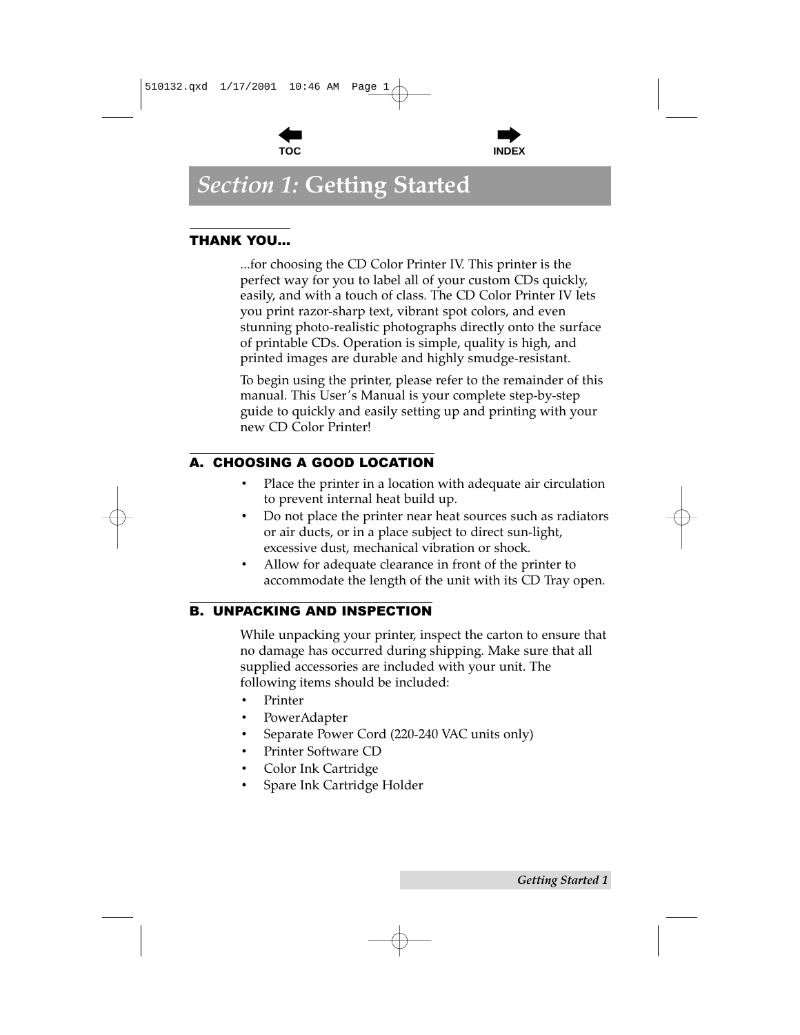# *Section 1:* Getting Started

## THANK YOU...

...for choosing the CD Color Printer IV. This printer is the perfect way for you to label all of your custom CDs quickly, easily, and with a touch of class. The CD Color Printer IV lets you print razor-sharp text, vibrant spot colors, and even stunning photo-realistic photographs directly onto the surface of printable CDs. Operation is simple, quality is high, and printed images are durable and highly smudge-resistant.

To begin using the printer, please refer to the remainder of this manual. This User's Manual is your complete step-by-step guide to quickly and easily setting up and printing with your new CD Color Printer!

## A. CHOOSING A GOOD LOCATION

- Place the printer in a location with adequate air circulation to prevent internal heat build up.
- Do not place the printer near heat sources such as radiators or air ducts, or in a place subject to direct sun-light, excessive dust, mechanical vibration or shock.
- Allow for adequate clearance in front of the printer to accommodate the length of the unit with its CD Tray open.

## B. UNPACKING AND INSPECTION

While unpacking your printer, inspect the carton to ensure that no damage has occurred during shipping. Make sure that all supplied accessories are included with your unit. The following items should be included:

- Printer
- PowerAdapter
- Separate Power Cord (220-240 VAC units only)
- Printer Software CD
- Color Ink Cartridge
- Spare Ink Cartridge Holder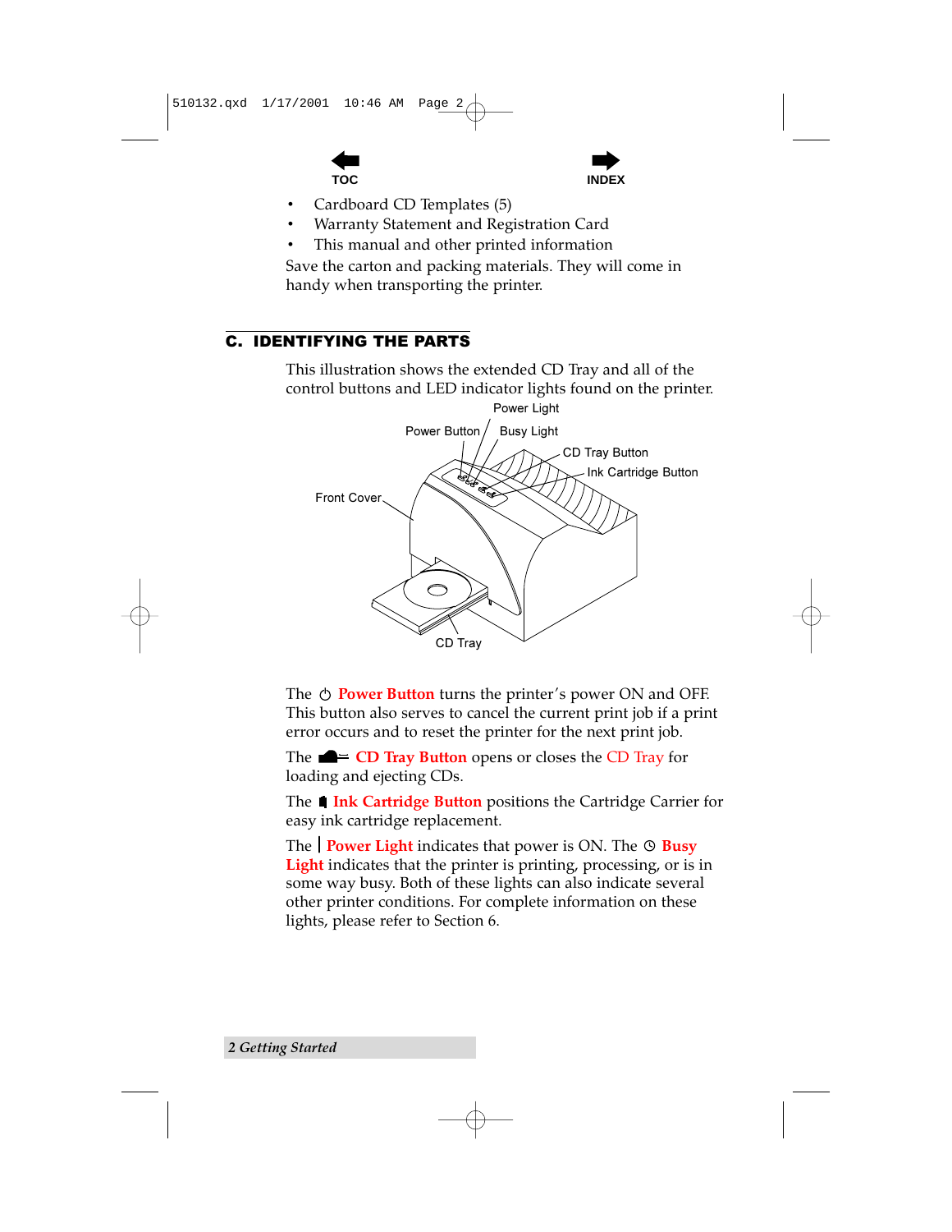- Cardboard CD Templates (5)
- Warranty Statement and Registration Card
- This manual and other printed information

Save the carton and packing materials. They will come in handy when transporting the printer.

## C. IDENTIFYING THE PARTS

This illustration shows the extended CD Tray and all of the control buttons and LED indicator lights found on the printer.

Power Light
Power Button
Busy Light
CD Tray Button
Ink Cartridge Button
Front Cover
CD Tray

The **Power Button** turns the printer's power ON and OFF. This button also serves to cancel the current print job if a print error occurs and to reset the printer for the next print job.

The **CD Tray Button** opens or closes the CD Tray for loading and ejecting CDs.

The **Ink Cartridge Button** positions the Cartridge Carrier for easy ink cartridge replacement.

The **Power Light** indicates that power is ON. The **Busy Light** indicates that the printer is printing, processing, or is in some way busy. Both of these lights can also indicate several other printer conditions. For complete information on these lights, please refer to Section 6.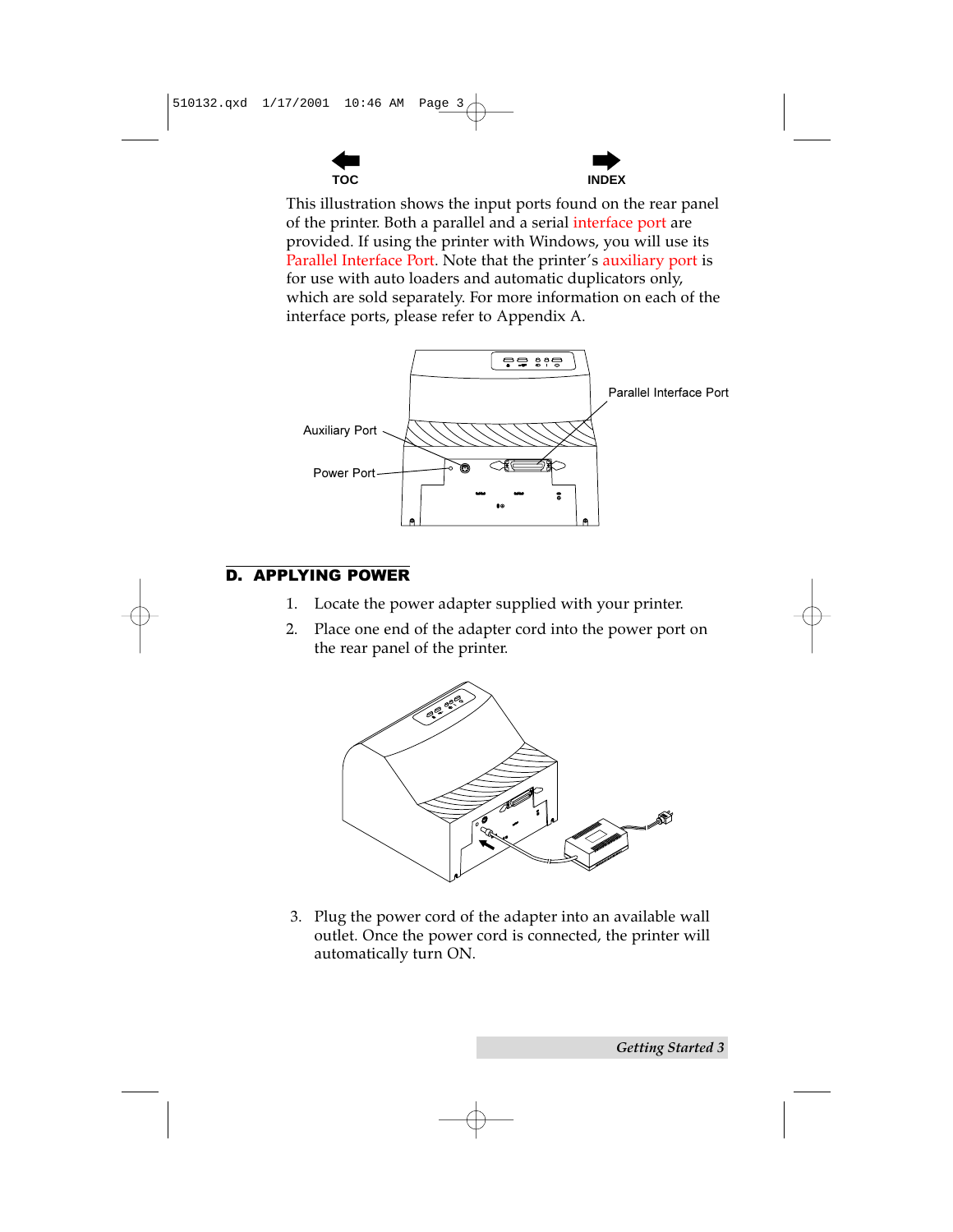This illustration shows the input ports found on the rear panel of the printer. Both a parallel and a serial interface port are provided. If using the printer with Windows, you will use its Parallel Interface Port. Note that the printer's auxiliary port is for use with auto loaders and automatic duplicators only, which are sold separately. For more information on each of the interface ports, please refer to Appendix A.

Auxiliary Port

Power Port

Parallel Interface Port

## D. APPLYING POWER

1. Locate the power adapter supplied with your printer.
2. Place one end of the adapter cord into the power port on the rear panel of the printer.
3. Plug the power cord of the adapter into an available wall outlet. Once the power cord is connected, the printer will automatically turn ON.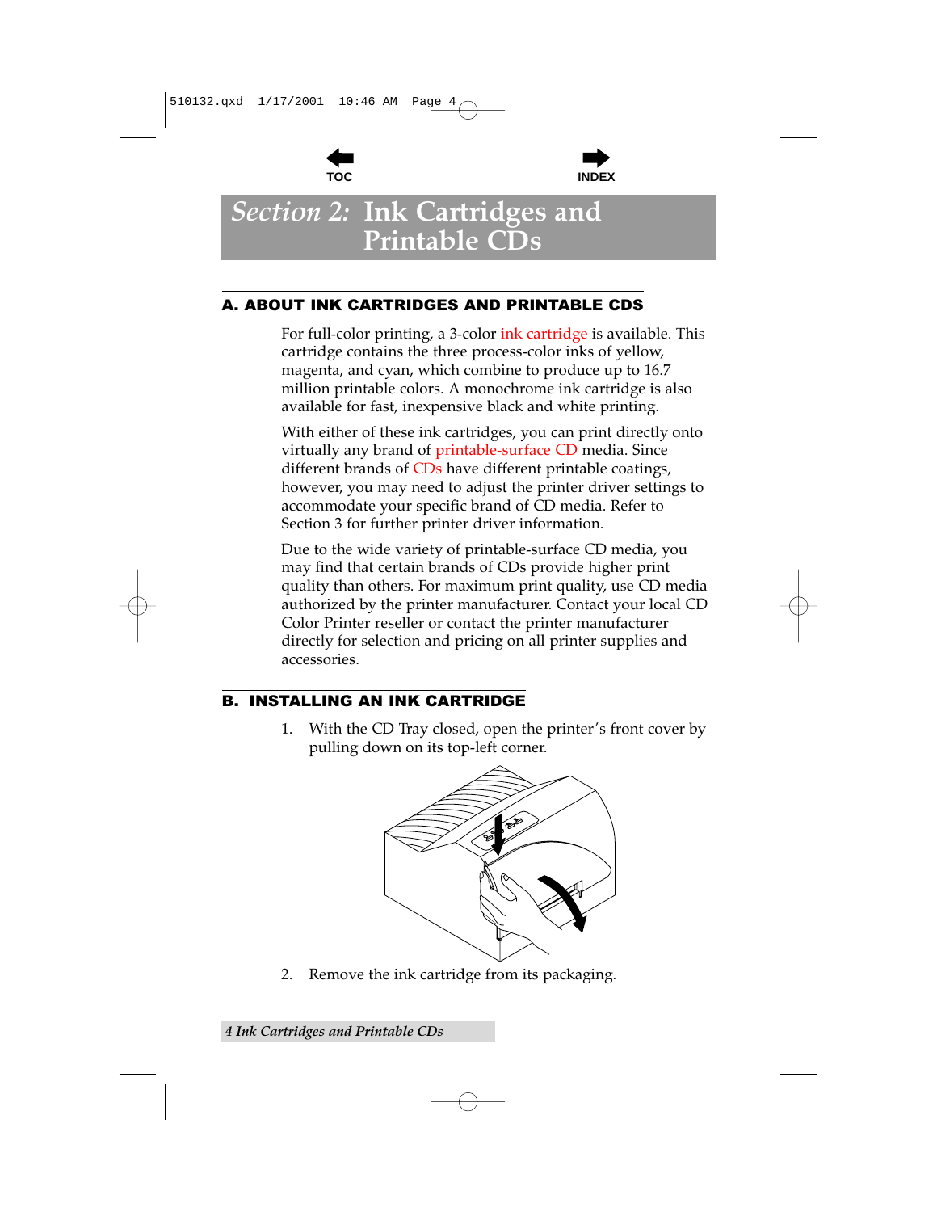# Section 2: Ink Cartridges and Printable CDs

## A. ABOUT INK CARTRIDGES AND PRINTABLE CDS

For full-color printing, a 3-color ink cartridge is available. This cartridge contains the three process-color inks of yellow, magenta, and cyan, which combine to produce up to 16.7 million printable colors. A monochrome ink cartridge is also available for fast, inexpensive black and white printing.

With either of these ink cartridges, you can print directly onto virtually any brand of printable-surface CD media. Since different brands of CDs have different printable coatings, however, you may need to adjust the printer driver settings to accommodate your specific brand of CD media. Refer to Section 3 for further printer driver information.

Due to the wide variety of printable-surface CD media, you may find that certain brands of CDs provide higher print quality than others. For maximum print quality, use CD media authorized by the printer manufacturer. Contact your local CD Color Printer reseller or contact the printer manufacturer directly for selection and pricing on all printer supplies and accessories.

## B. INSTALLING AN INK CARTRIDGE

1. With the CD Tray closed, open the printer's front cover by pulling down on its top-left corner.
2. Remove the ink cartridge from its packaging.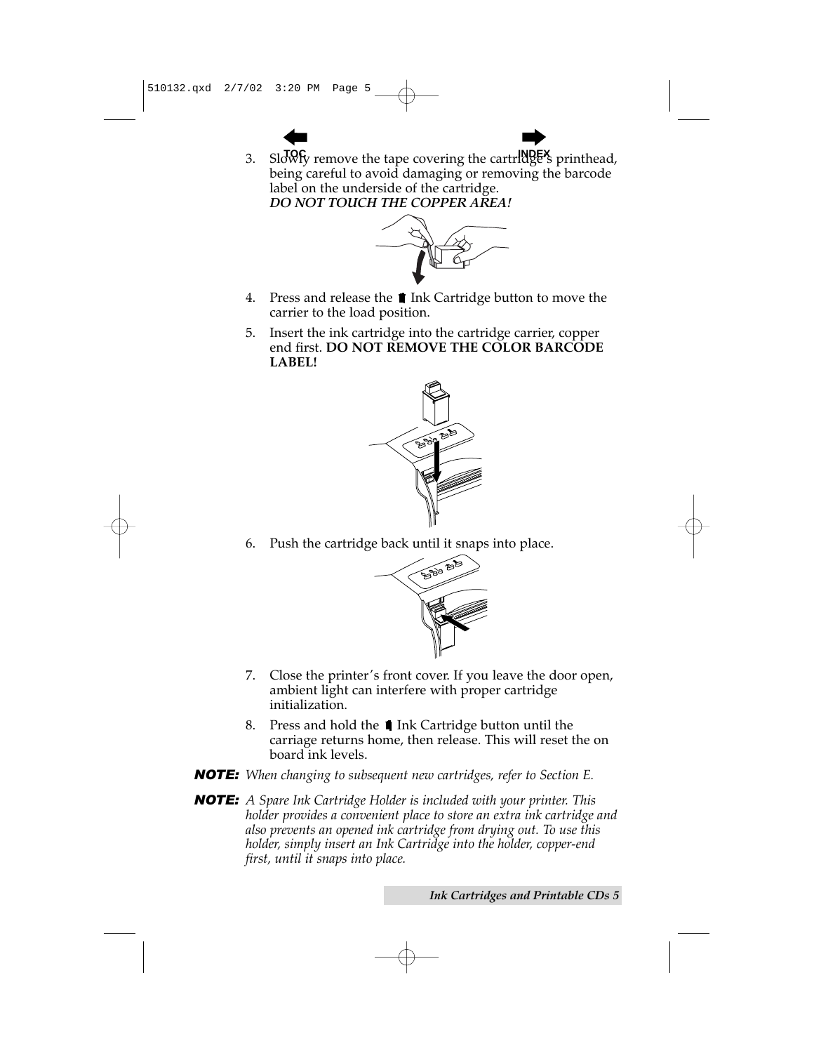3. Slowly remove the tape covering the cartridge's printhead, being careful to avoid damaging or removing the barcode label on the underside of the cartridge.
   ***DO NOT TOUCH THE COPPER AREA!***

4. Press and release the Ink Cartridge button to move the carrier to the load position.

5. Insert the ink cartridge into the cartridge carrier, copper end first. **DO NOT REMOVE THE COLOR BARCODE LABEL!**

6. Push the cartridge back until it snaps into place.

7. Close the printer's front cover. If you leave the door open, ambient light can interfere with proper cartridge initialization.

8. Press and hold the Ink Cartridge button until the carriage returns home, then release. This will reset the on board ink levels.

***NOTE:*** *When changing to subsequent new cartridges, refer to Section E.*

***NOTE:*** *A Spare Ink Cartridge Holder is included with your printer. This holder provides a convenient place to store an extra ink cartridge and also prevents an opened ink cartridge from drying out. To use this holder, simply insert an Ink Cartridge into the holder, copper-end first, until it snaps into place.*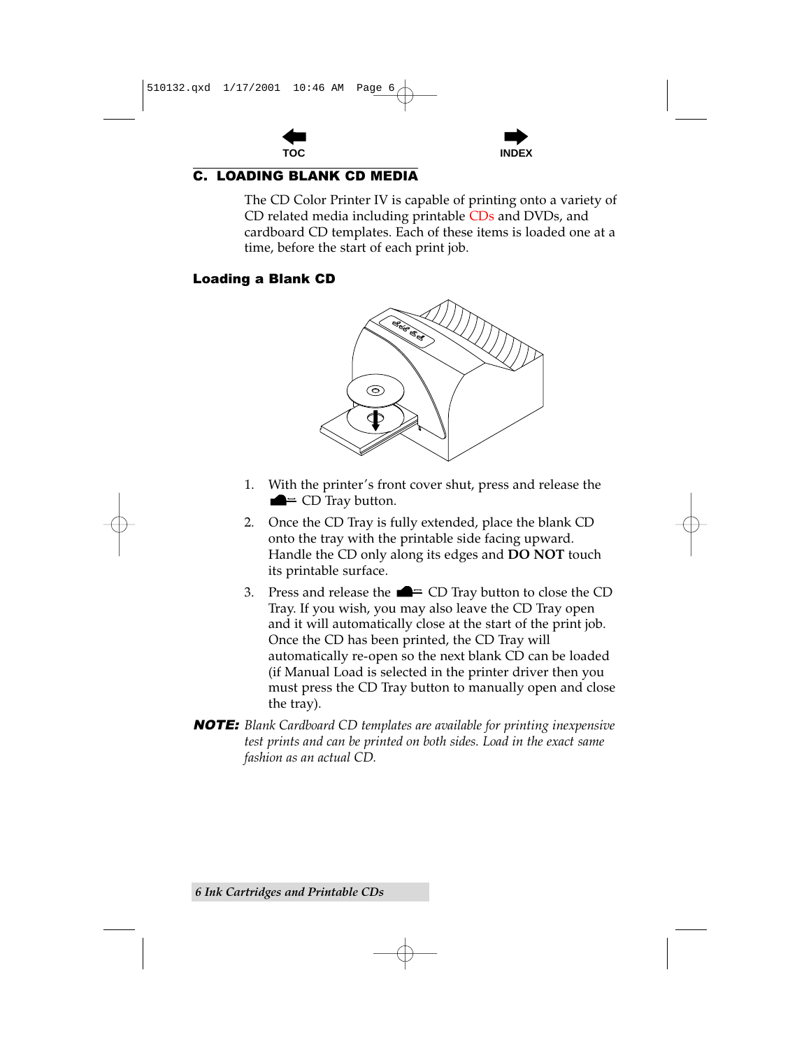## C. LOADING BLANK CD MEDIA

The CD Color Printer IV is capable of printing onto a variety of CD related media including printable CDs and DVDs, and cardboard CD templates. Each of these items is loaded one at a time, before the start of each print job.

### Loading a Blank CD

1. With the printer's front cover shut, press and release the CD Tray button.
2. Once the CD Tray is fully extended, place the blank CD onto the tray with the printable side facing upward. Handle the CD only along its edges and **DO NOT** touch its printable surface.
3. Press and release the CD Tray button to close the CD Tray. If you wish, you may also leave the CD Tray open and it will automatically close at the start of the print job. Once the CD has been printed, the CD Tray will automatically re-open so the next blank CD can be loaded (if Manual Load is selected in the printer driver then you must press the CD Tray button to manually open and close the tray).

***NOTE:*** *Blank Cardboard CD templates are available for printing inexpensive test prints and can be printed on both sides. Load in the exact same fashion as an actual CD.*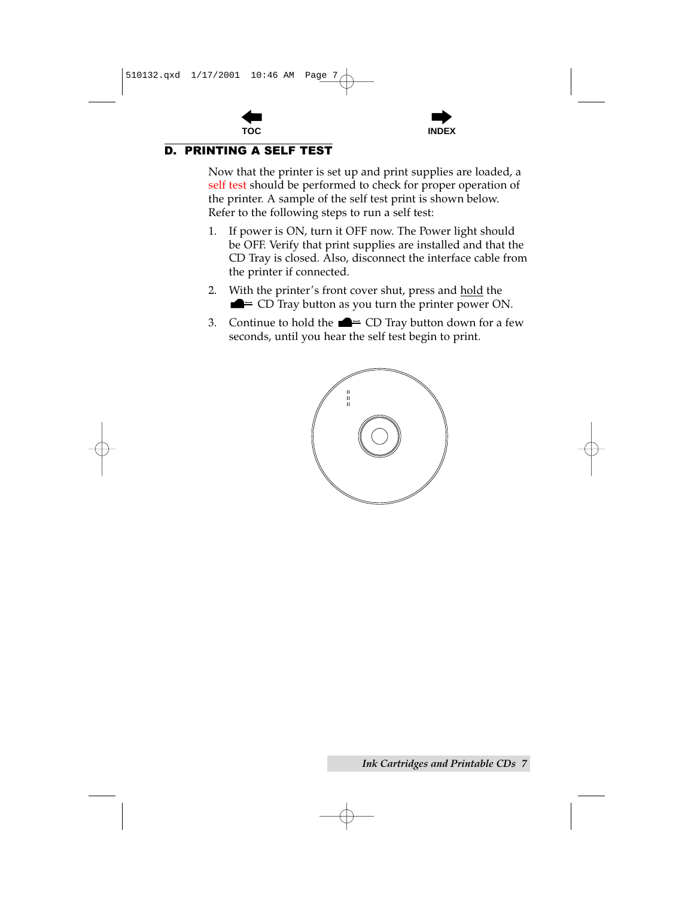## D. PRINTING A SELF TEST

Now that the printer is set up and print supplies are loaded, a self test should be performed to check for proper operation of the printer. A sample of the self test print is shown below. Refer to the following steps to run a self test:

1. If power is ON, turn it OFF now. The Power light should be OFF. Verify that print supplies are installed and that the CD Tray is closed. Also, disconnect the interface cable from the printer if connected.
2. With the printer's front cover shut, press and hold the CD Tray button as you turn the printer power ON.
3. Continue to hold the CD Tray button down for a few seconds, until you hear the self test begin to print.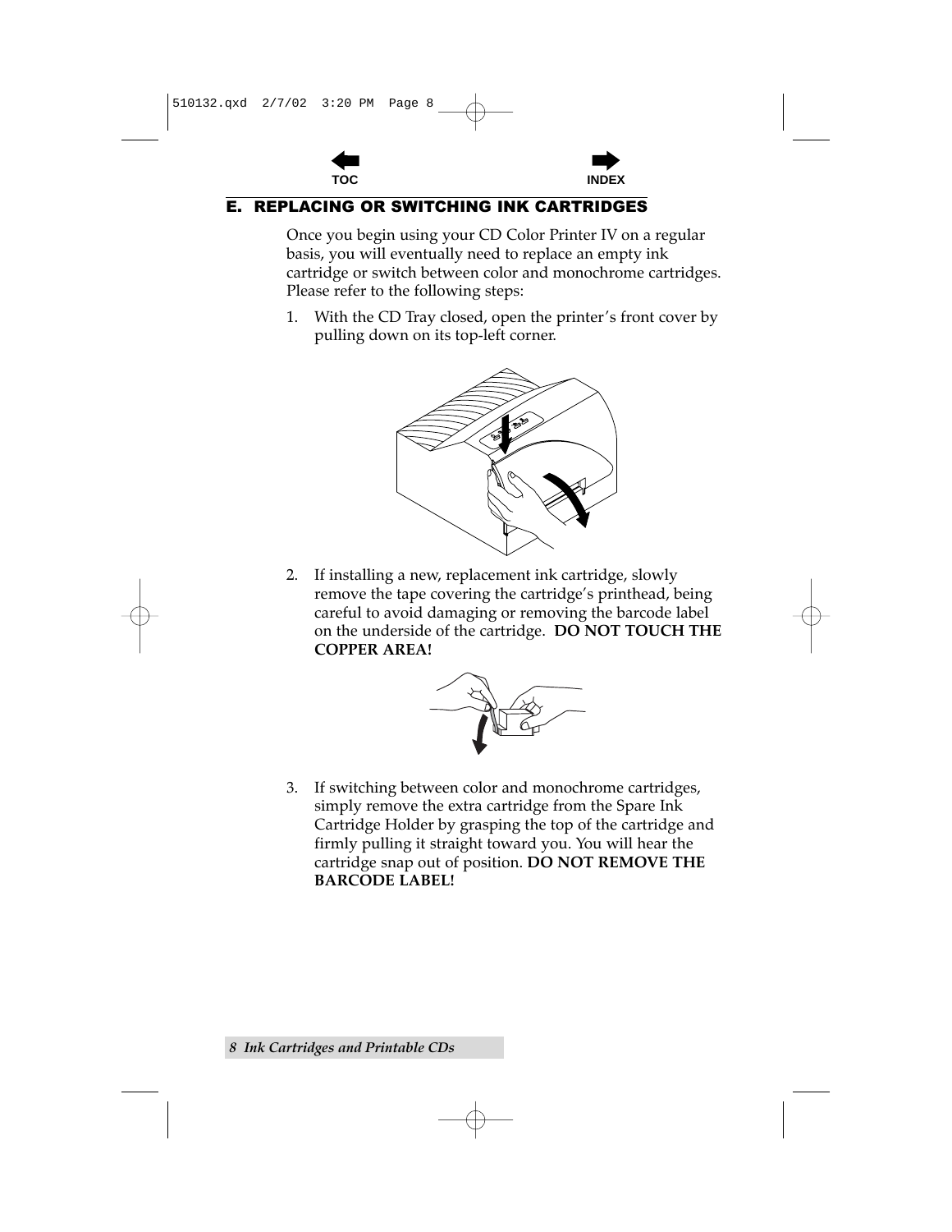## E. REPLACING OR SWITCHING INK CARTRIDGES

Once you begin using your CD Color Printer IV on a regular basis, you will eventually need to replace an empty ink cartridge or switch between color and monochrome cartridges. Please refer to the following steps:

1. With the CD Tray closed, open the printer's front cover by pulling down on its top-left corner.

2. If installing a new, replacement ink cartridge, slowly remove the tape covering the cartridge's printhead, being careful to avoid damaging or removing the barcode label on the underside of the cartridge. **DO NOT TOUCH THE COPPER AREA!**

3. If switching between color and monochrome cartridges, simply remove the extra cartridge from the Spare Ink Cartridge Holder by grasping the top of the cartridge and firmly pulling it straight toward you. You will hear the cartridge snap out of position. **DO NOT REMOVE THE BARCODE LABEL!**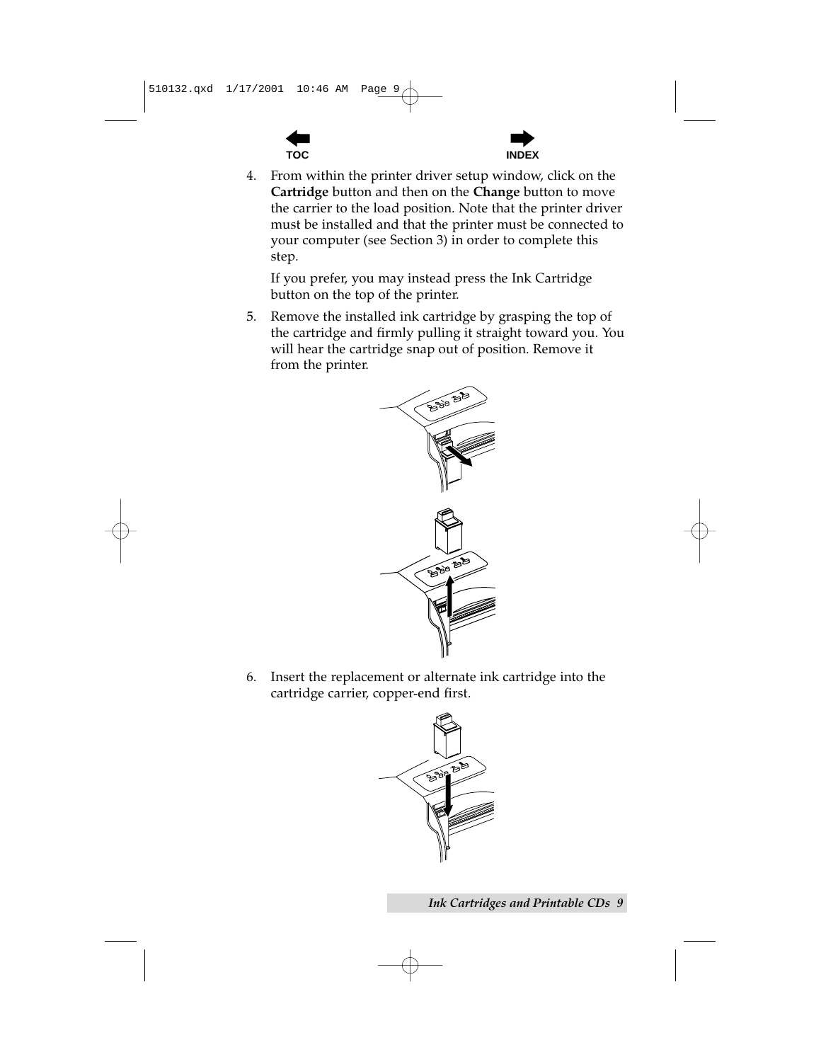4. From within the printer driver setup window, click on the **Cartridge** button and then on the **Change** button to move the carrier to the load position. Note that the printer driver must be installed and that the printer must be connected to your computer (see Section 3) in order to complete this step.

   If you prefer, you may instead press the Ink Cartridge button on the top of the printer.

5. Remove the installed ink cartridge by grasping the top of the cartridge and firmly pulling it straight toward you. You will hear the cartridge snap out of position. Remove it from the printer.

6. Insert the replacement or alternate ink cartridge into the cartridge carrier, copper-end first.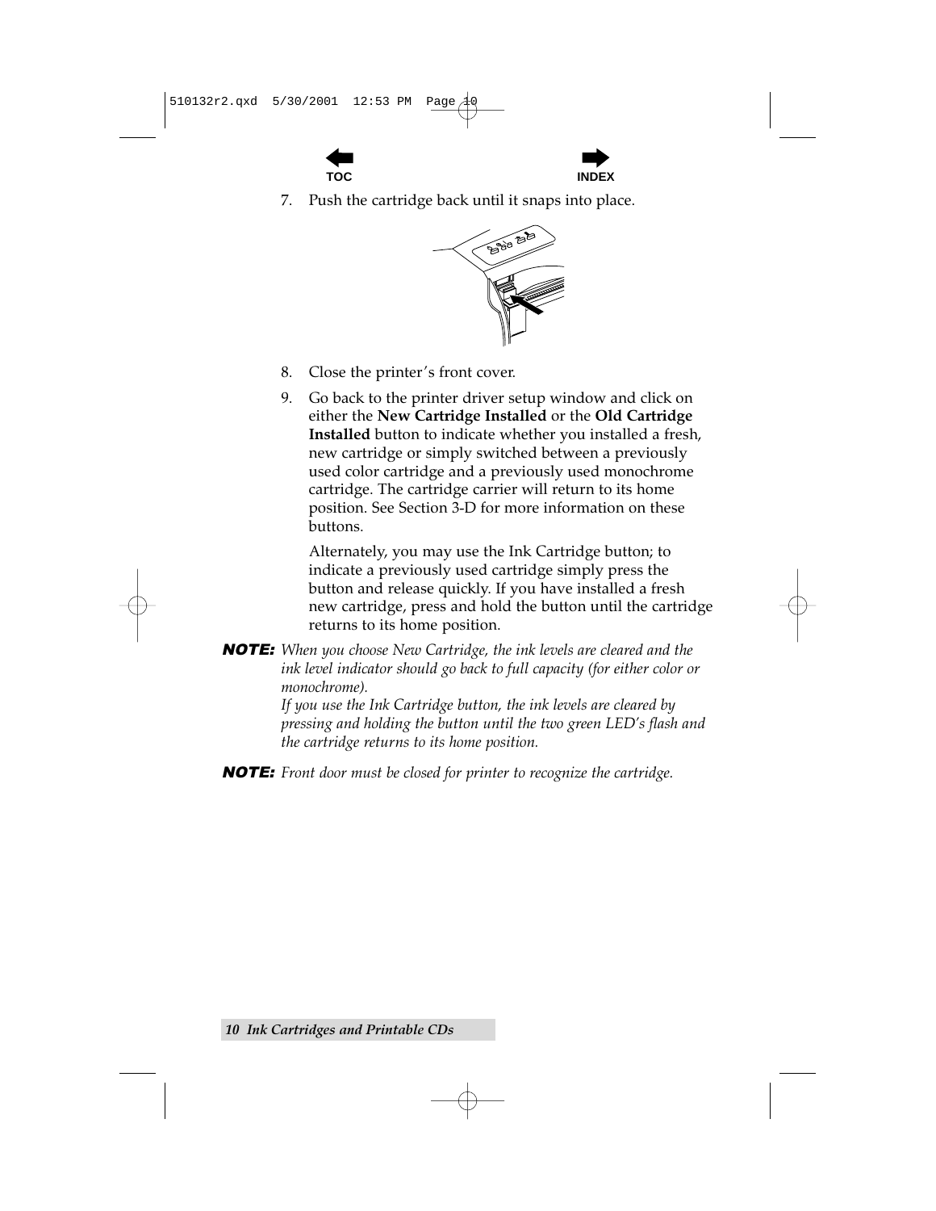7. Push the cartridge back until it snaps into place.

8. Close the printer's front cover.

9. Go back to the printer driver setup window and click on either the **New Cartridge Installed** or the **Old Cartridge Installed** button to indicate whether you installed a fresh, new cartridge or simply switched between a previously used color cartridge and a previously used monochrome cartridge. The cartridge carrier will return to its home position. See Section 3-D for more information on these buttons.

   Alternately, you may use the Ink Cartridge button; to indicate a previously used cartridge simply press the button and release quickly. If you have installed a fresh new cartridge, press and hold the button until the cartridge returns to its home position.

**NOTE:** *When you choose New Cartridge, the ink levels are cleared and the ink level indicator should go back to full capacity (for either color or monochrome).*
*If you use the Ink Cartridge button, the ink levels are cleared by pressing and holding the button until the two green LED's flash and the cartridge returns to its home position.*

**NOTE:** *Front door must be closed for printer to recognize the cartridge.*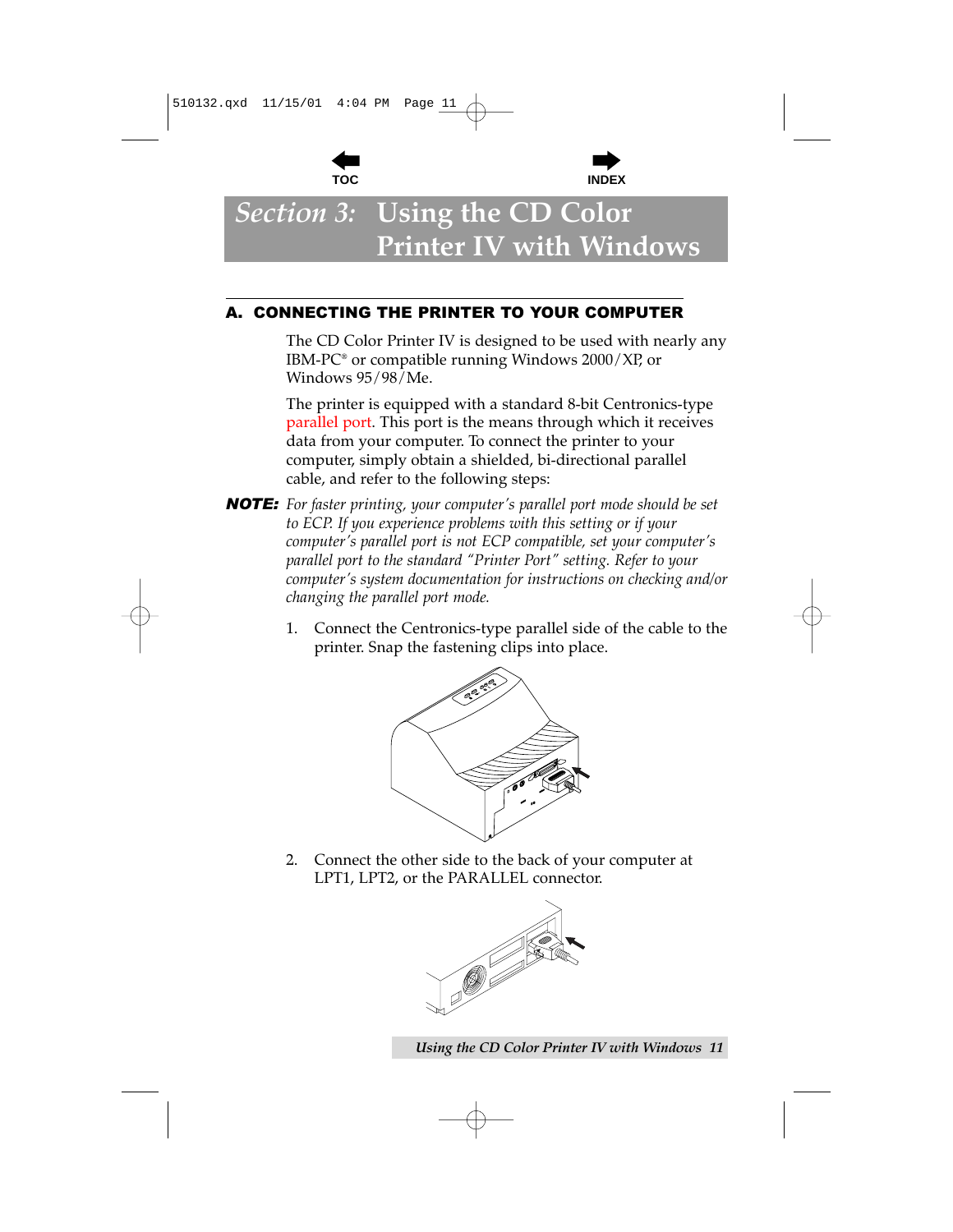# Section 3: Using the CD Color Printer IV with Windows

## A. CONNECTING THE PRINTER TO YOUR COMPUTER

The CD Color Printer IV is designed to be used with nearly any IBM-PC® or compatible running Windows 2000/XP, or Windows 95/98/Me.

The printer is equipped with a standard 8-bit Centronics-type parallel port. This port is the means through which it receives data from your computer. To connect the printer to your computer, simply obtain a shielded, bi-directional parallel cable, and refer to the following steps:

***NOTE:*** *For faster printing, your computer's parallel port mode should be set to ECP. If you experience problems with this setting or if your computer's parallel port is not ECP compatible, set your computer's parallel port to the standard "Printer Port" setting. Refer to your computer's system documentation for instructions on checking and/or changing the parallel port mode.*

1. Connect the Centronics-type parallel side of the cable to the printer. Snap the fastening clips into place.

2. Connect the other side to the back of your computer at LPT1, LPT2, or the PARALLEL connector.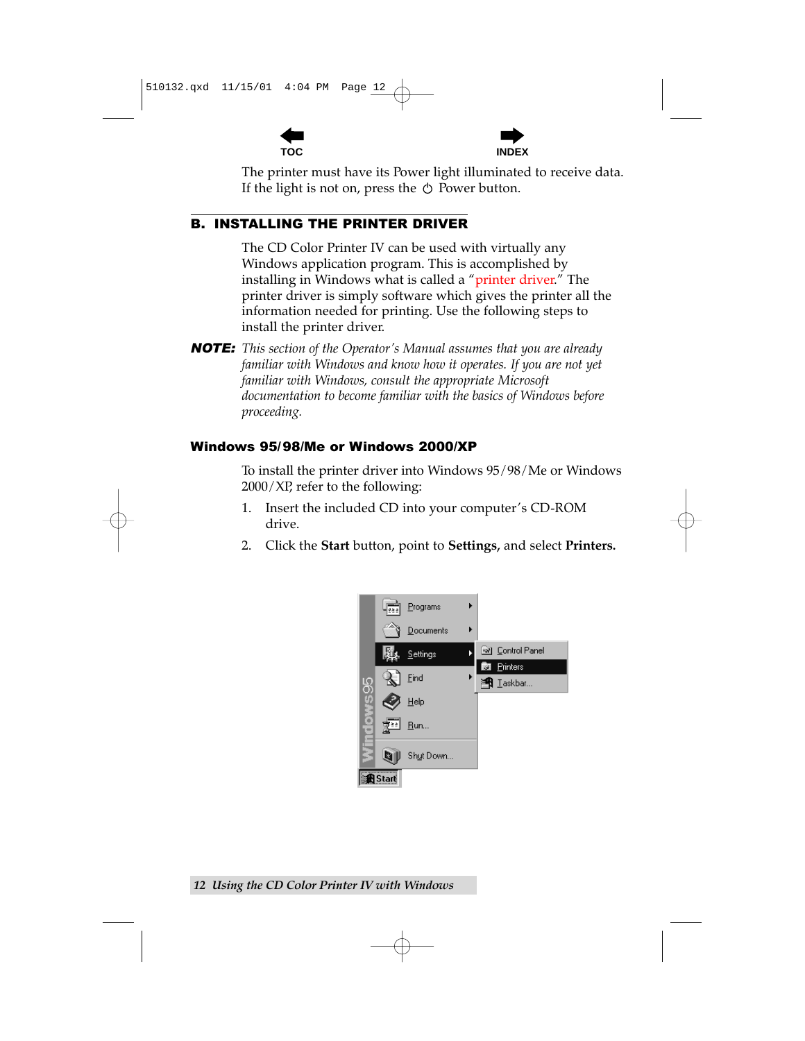The printer must have its Power light illuminated to receive data. If the light is not on, press the ⏻ Power button.

## B. INSTALLING THE PRINTER DRIVER

The CD Color Printer IV can be used with virtually any Windows application program. This is accomplished by installing in Windows what is called a "printer driver." The printer driver is simply software which gives the printer all the information needed for printing. Use the following steps to install the printer driver.

***NOTE:*** *This section of the Operator's Manual assumes that you are already familiar with Windows and know how it operates. If you are not yet familiar with Windows, consult the appropriate Microsoft documentation to become familiar with the basics of Windows before proceeding.*

### Windows 95/98/Me or Windows 2000/XP

To install the printer driver into Windows 95/98/Me or Windows 2000/XP, refer to the following:

1. Insert the included CD into your computer's CD-ROM drive.
2. Click the **Start** button, point to **Settings,** and select **Printers.**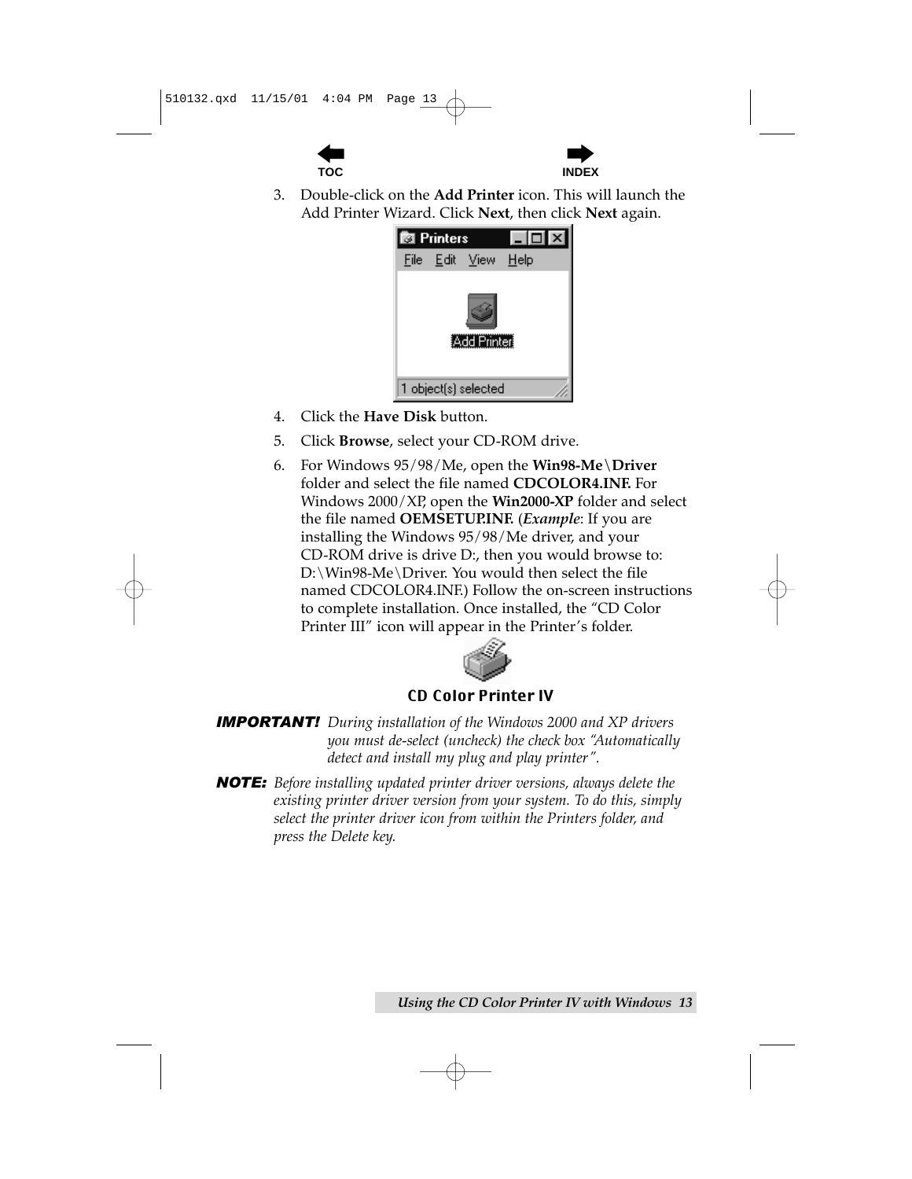3. Double-click on the **Add Printer** icon. This will launch the Add Printer Wizard. Click **Next**, then click **Next** again.

4. Click the **Have Disk** button.

5. Click **Browse**, select your CD-ROM drive.

6. For Windows 95/98/Me, open the **Win98-Me\Driver** folder and select the file named **CDCOLOR4.INF.** For Windows 2000/XP, open the **Win2000-XP** folder and select the file named **OEMSETUP.INF.** (***Example***: If you are installing the Windows 95/98/Me driver, and your CD-ROM drive is drive D:, then you would browse to: D:\Win98-Me\Driver. You would then select the file named CDCOLOR4.INF.) Follow the on-screen instructions to complete installation. Once installed, the “CD Color Printer III” icon will appear in the Printer’s folder.

CD Color Printer IV

***IMPORTANT!*** *During installation of the Windows 2000 and XP drivers you must de-select (uncheck) the check box “Automatically detect and install my plug and play printer”.*

***NOTE:*** *Before installing updated printer driver versions, always delete the existing printer driver version from your system. To do this, simply select the printer driver icon from within the Printers folder, and press the Delete key.*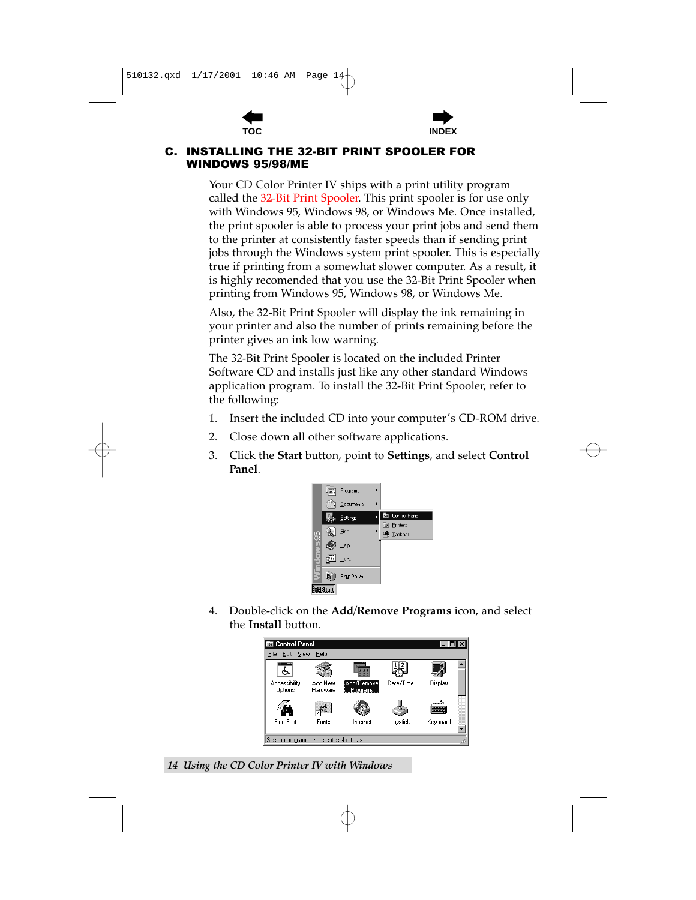## C. INSTALLING THE 32-BIT PRINT SPOOLER FOR WINDOWS 95/98/ME

Your CD Color Printer IV ships with a print utility program called the 32-Bit Print Spooler. This print spooler is for use only with Windows 95, Windows 98, or Windows Me. Once installed, the print spooler is able to process your print jobs and send them to the printer at consistently faster speeds than if sending print jobs through the Windows system print spooler. This is especially true if printing from a somewhat slower computer. As a result, it is highly recomended that you use the 32-Bit Print Spooler when printing from Windows 95, Windows 98, or Windows Me.

Also, the 32-Bit Print Spooler will display the ink remaining in your printer and also the number of prints remaining before the printer gives an ink low warning.

The 32-Bit Print Spooler is located on the included Printer Software CD and installs just like any other standard Windows application program. To install the 32-Bit Print Spooler, refer to the following:

1. Insert the included CD into your computer's CD-ROM drive.
2. Close down all other software applications.
3. Click the **Start** button, point to **Settings**, and select **Control Panel**.
4. Double-click on the **Add/Remove Programs** icon, and select the **Install** button.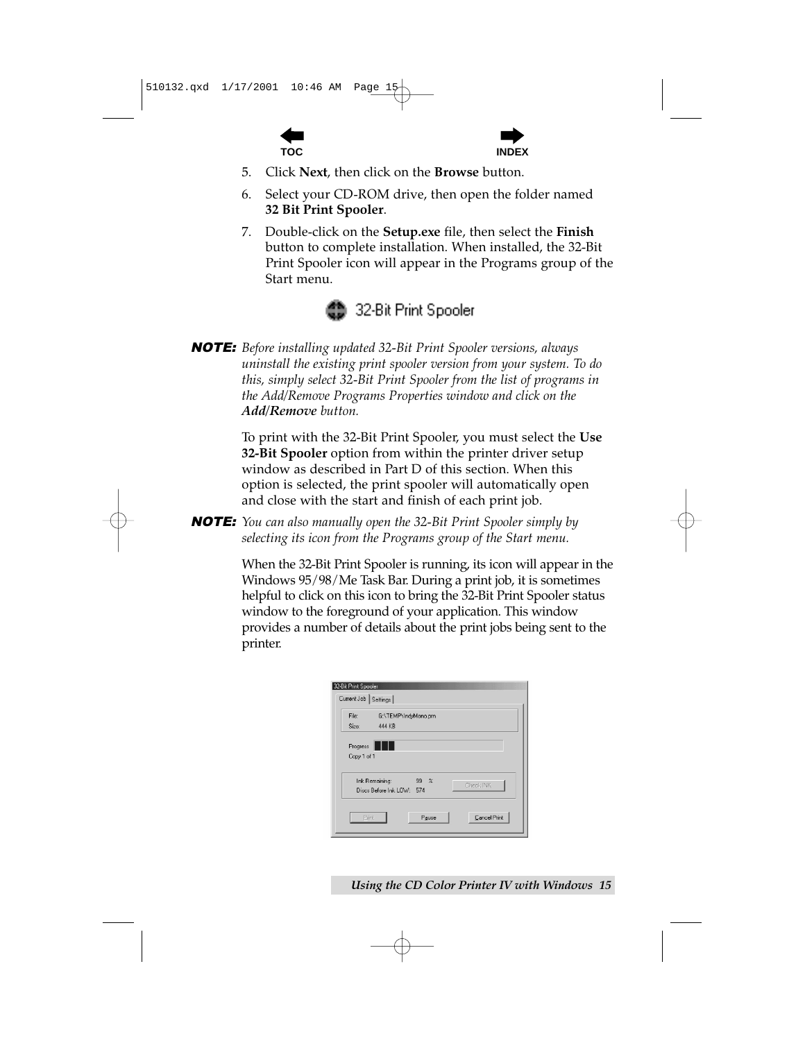5. Click **Next**, then click on the **Browse** button.
6. Select your CD-ROM drive, then open the folder named **32 Bit Print Spooler**.
7. Double-click on the **Setup.exe** file, then select the **Finish** button to complete installation. When installed, the 32-Bit Print Spooler icon will appear in the Programs group of the Start menu.

32-Bit Print Spooler

***NOTE:*** *Before installing updated 32-Bit Print Spooler versions, always uninstall the existing print spooler version from your system. To do this, simply select 32-Bit Print Spooler from the list of programs in the Add/Remove Programs Properties window and click on the* ***Add/Remove*** *button.*

To print with the 32-Bit Print Spooler, you must select the **Use 32-Bit Spooler** option from within the printer driver setup window as described in Part D of this section. When this option is selected, the print spooler will automatically open and close with the start and finish of each print job.

***NOTE:*** *You can also manually open the 32-Bit Print Spooler simply by selecting its icon from the Programs group of the Start menu.*

When the 32-Bit Print Spooler is running, its icon will appear in the Windows 95/98/Me Task Bar. During a print job, it is sometimes helpful to click on this icon to bring the 32-Bit Print Spooler status window to the foreground of your application. This window provides a number of details about the print jobs being sent to the printer.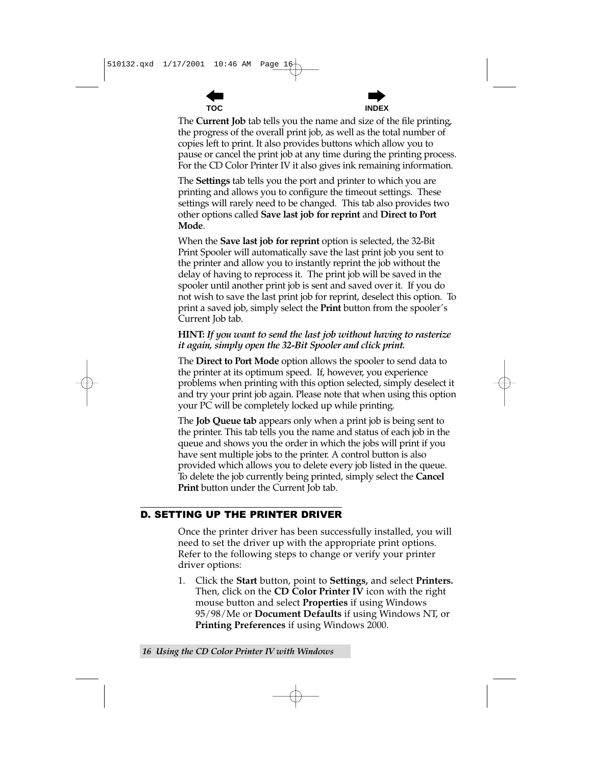The **Current Job** tab tells you the name and size of the file printing, the progress of the overall print job, as well as the total number of copies left to print. It also provides buttons which allow you to pause or cancel the print job at any time during the printing process. For the CD Color Printer IV it also gives ink remaining information.

The **Settings** tab tells you the port and printer to which you are printing and allows you to configure the timeout settings. These settings will rarely need to be changed. This tab also provides two other options called **Save last job for reprint** and **Direct to Port Mode**.

When the **Save last job for reprint** option is selected, the 32-Bit Print Spooler will automatically save the last print job you sent to the printer and allow you to instantly reprint the job without the delay of having to reprocess it. The print job will be saved in the spooler until another print job is sent and saved over it. If you do not wish to save the last print job for reprint, deselect this option. To print a saved job, simply select the **Print** button from the spooler's Current Job tab.

**HINT:** ***If you want to send the last job without having to rasterize it again, simply open the 32-Bit Spooler and click print.***

The **Direct to Port Mode** option allows the spooler to send data to the printer at its optimum speed. If, however, you experience problems when printing with this option selected, simply deselect it and try your print job again. Please note that when using this option your PC will be completely locked up while printing.

The **Job Queue tab** appears only when a print job is being sent to the printer. This tab tells you the name and status of each job in the queue and shows you the order in which the jobs will print if you have sent multiple jobs to the printer. A control button is also provided which allows you to delete every job listed in the queue. To delete the job currently being printed, simply select the **Cancel Print** button under the Current Job tab.

## D. SETTING UP THE PRINTER DRIVER

Once the printer driver has been successfully installed, you will need to set the driver up with the appropriate print options. Refer to the following steps to change or verify your printer driver options:

1. Click the **Start** button, point to **Settings,** and select **Printers.** Then, click on the **CD Color Printer IV** icon with the right mouse button and select **Properties** if using Windows 95/98/Me or **Document Defaults** if using Windows NT, or **Printing Preferences** if using Windows 2000.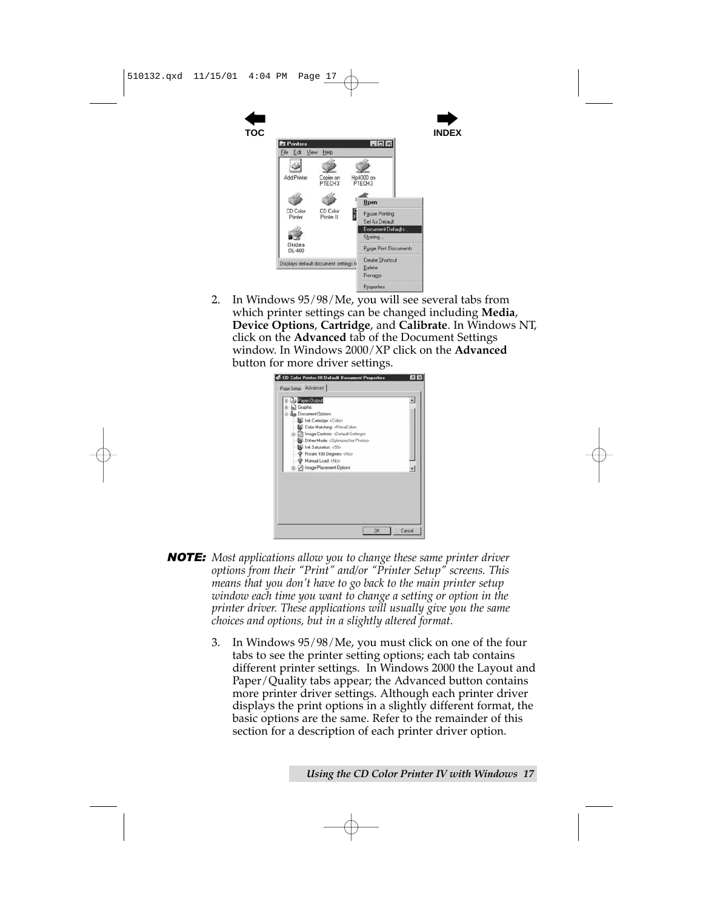2. In Windows 95/98/Me, you will see several tabs from which printer settings can be changed including **Media**, **Device Options**, **Cartridge**, and **Calibrate**. In Windows NT, click on the **Advanced** tab of the Document Settings window. In Windows 2000/XP click on the **Advanced** button for more driver settings.

***NOTE:*** *Most applications allow you to change these same printer driver options from their "Print" and/or "Printer Setup" screens. This means that you don't have to go back to the main printer setup window each time you want to change a setting or option in the printer driver. These applications will usually give you the same choices and options, but in a slightly altered format.*

3. In Windows 95/98/Me, you must click on one of the four tabs to see the printer setting options; each tab contains different printer settings. In Windows 2000 the Layout and Paper/Quality tabs appear; the Advanced button contains more printer driver settings. Although each printer driver displays the print options in a slightly different format, the basic options are the same. Refer to the remainder of this section for a description of each printer driver option.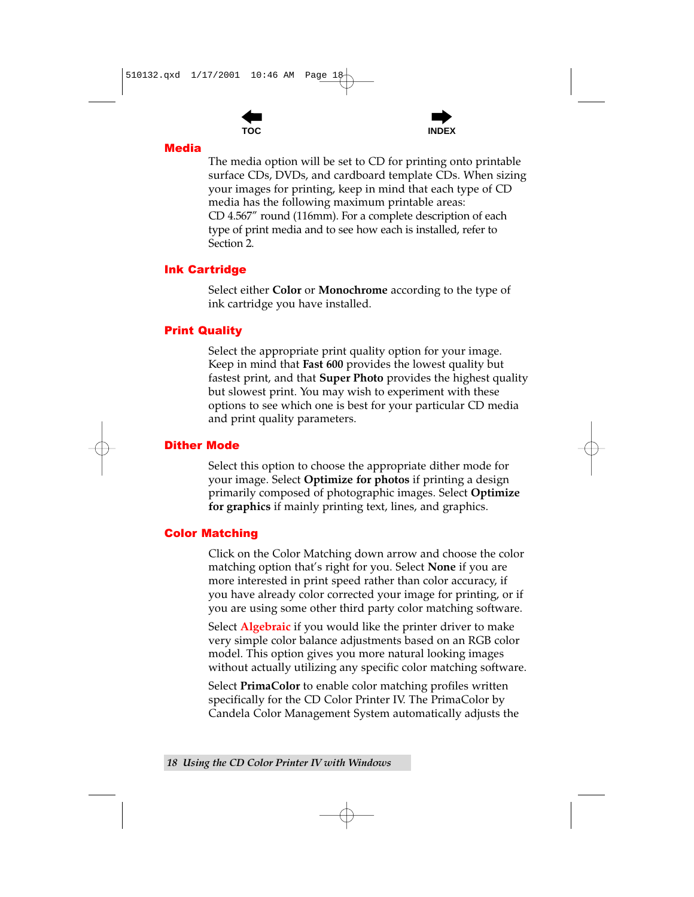## Media

The media option will be set to CD for printing onto printable surface CDs, DVDs, and cardboard template CDs. When sizing your images for printing, keep in mind that each type of CD media has the following maximum printable areas:
CD 4.567" round (116mm). For a complete description of each type of print media and to see how each is installed, refer to Section 2.

## Ink Cartridge

Select either **Color** or **Monochrome** according to the type of ink cartridge you have installed.

## Print Quality

Select the appropriate print quality option for your image. Keep in mind that **Fast 600** provides the lowest quality but fastest print, and that **Super Photo** provides the highest quality but slowest print. You may wish to experiment with these options to see which one is best for your particular CD media and print quality parameters.

## Dither Mode

Select this option to choose the appropriate dither mode for your image. Select **Optimize for photos** if printing a design primarily composed of photographic images. Select **Optimize for graphics** if mainly printing text, lines, and graphics.

## Color Matching

Click on the Color Matching down arrow and choose the color matching option that's right for you. Select **None** if you are more interested in print speed rather than color accuracy, if you have already color corrected your image for printing, or if you are using some other third party color matching software.

Select Algebraic if you would like the printer driver to make very simple color balance adjustments based on an RGB color model. This option gives you more natural looking images without actually utilizing any specific color matching software.

Select **PrimaColor** to enable color matching profiles written specifically for the CD Color Printer IV. The PrimaColor by Candela Color Management System automatically adjusts the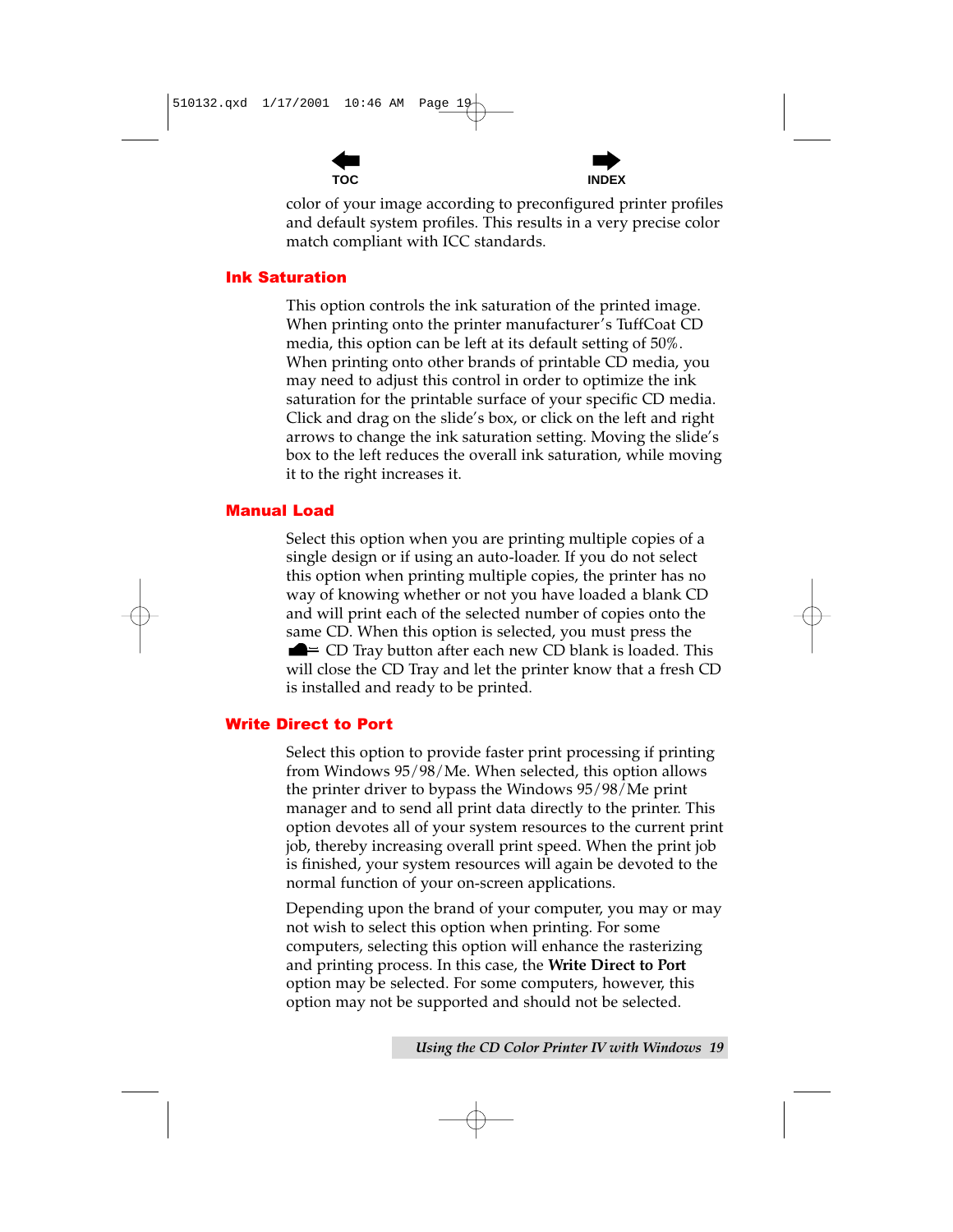color of your image according to preconfigured printer profiles and default system profiles. This results in a very precise color match compliant with ICC standards.

### Ink Saturation

This option controls the ink saturation of the printed image. When printing onto the printer manufacturer's TuffCoat CD media, this option can be left at its default setting of 50%. When printing onto other brands of printable CD media, you may need to adjust this control in order to optimize the ink saturation for the printable surface of your specific CD media. Click and drag on the slide's box, or click on the left and right arrows to change the ink saturation setting. Moving the slide's box to the left reduces the overall ink saturation, while moving it to the right increases it.

### Manual Load

Select this option when you are printing multiple copies of a single design or if using an auto-loader. If you do not select this option when printing multiple copies, the printer has no way of knowing whether or not you have loaded a blank CD and will print each of the selected number of copies onto the same CD. When this option is selected, you must press the CD Tray button after each new CD blank is loaded. This will close the CD Tray and let the printer know that a fresh CD is installed and ready to be printed.

### Write Direct to Port

Select this option to provide faster print processing if printing from Windows 95/98/Me. When selected, this option allows the printer driver to bypass the Windows 95/98/Me print manager and to send all print data directly to the printer. This option devotes all of your system resources to the current print job, thereby increasing overall print speed. When the print job is finished, your system resources will again be devoted to the normal function of your on-screen applications.

Depending upon the brand of your computer, you may or may not wish to select this option when printing. For some computers, selecting this option will enhance the rasterizing and printing process. In this case, the **Write Direct to Port** option may be selected. For some computers, however, this option may not be supported and should not be selected.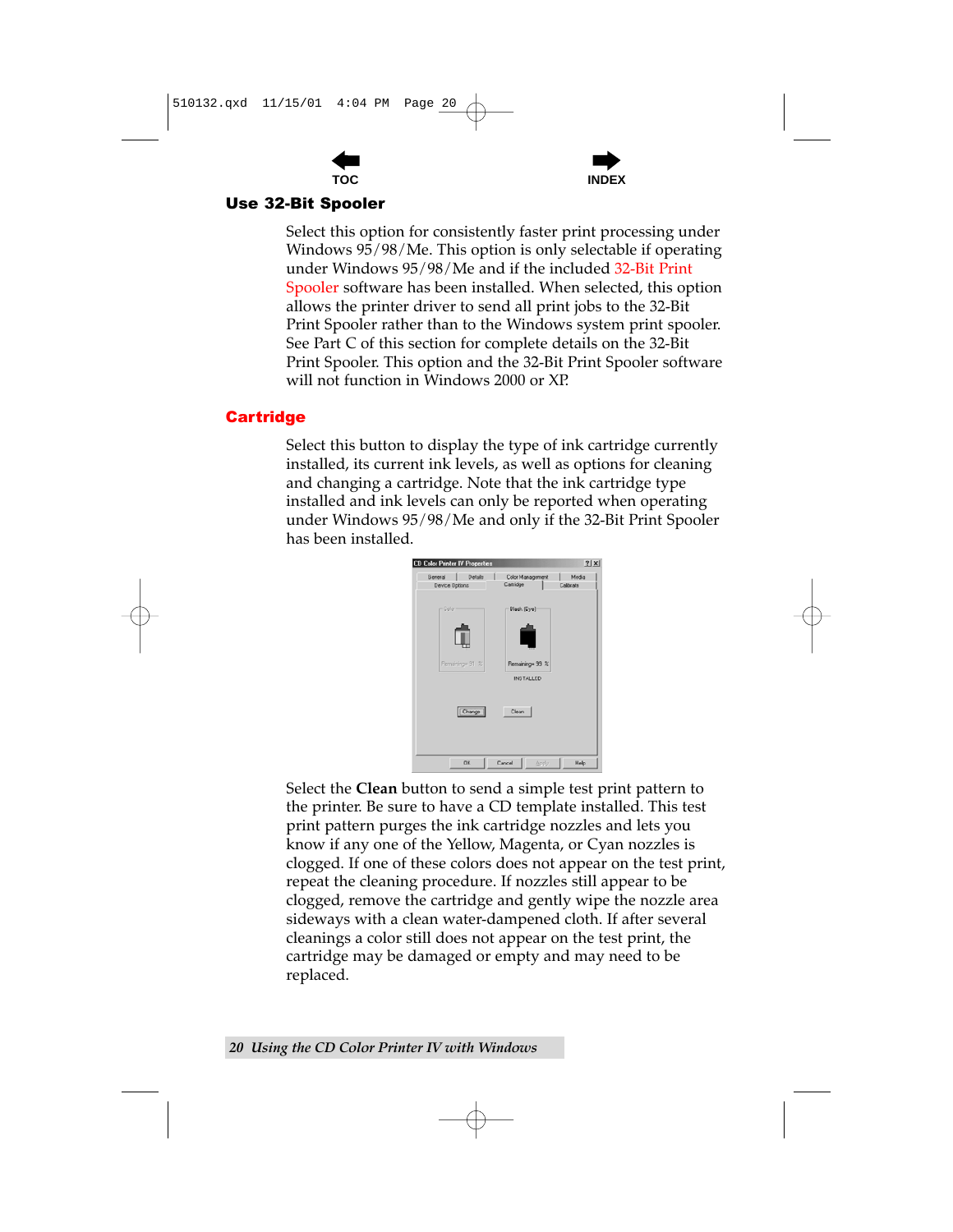## Use 32-Bit Spooler

Select this option for consistently faster print processing under Windows 95/98/Me. This option is only selectable if operating under Windows 95/98/Me and if the included 32-Bit Print Spooler software has been installed. When selected, this option allows the printer driver to send all print jobs to the 32-Bit Print Spooler rather than to the Windows system print spooler. See Part C of this section for complete details on the 32-Bit Print Spooler. This option and the 32-Bit Print Spooler software will not function in Windows 2000 or XP.

## Cartridge

Select this button to display the type of ink cartridge currently installed, its current ink levels, as well as options for cleaning and changing a cartridge. Note that the ink cartridge type installed and ink levels can only be reported when operating under Windows 95/98/Me and only if the 32-Bit Print Spooler has been installed.

Select the **Clean** button to send a simple test print pattern to the printer. Be sure to have a CD template installed. This test print pattern purges the ink cartridge nozzles and lets you know if any one of the Yellow, Magenta, or Cyan nozzles is clogged. If one of these colors does not appear on the test print, repeat the cleaning procedure. If nozzles still appear to be clogged, remove the cartridge and gently wipe the nozzle area sideways with a clean water-dampened cloth. If after several cleanings a color still does not appear on the test print, the cartridge may be damaged or empty and may need to be replaced.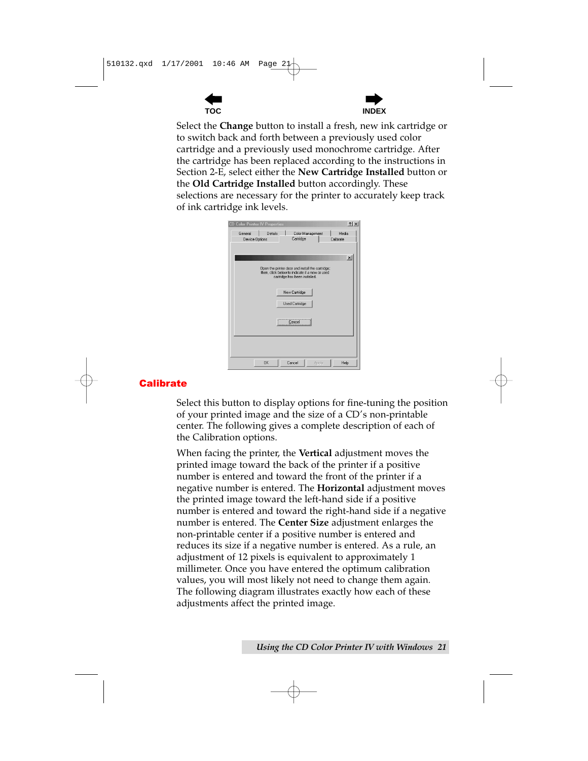Select the **Change** button to install a fresh, new ink cartridge or to switch back and forth between a previously used color cartridge and a previously used monochrome cartridge. After the cartridge has been replaced according to the instructions in Section 2-E, select either the **New Cartridge Installed** button or the **Old Cartridge Installed** button accordingly. These selections are necessary for the printer to accurately keep track of ink cartridge ink levels.

## Calibrate

Select this button to display options for fine-tuning the position of your printed image and the size of a CD's non-printable center. The following gives a complete description of each of the Calibration options.

When facing the printer, the **Vertical** adjustment moves the printed image toward the back of the printer if a positive number is entered and toward the front of the printer if a negative number is entered. The **Horizontal** adjustment moves the printed image toward the left-hand side if a positive number is entered and toward the right-hand side if a negative number is entered. The **Center Size** adjustment enlarges the non-printable center if a positive number is entered and reduces its size if a negative number is entered. As a rule, an adjustment of 12 pixels is equivalent to approximately 1 millimeter. Once you have entered the optimum calibration values, you will most likely not need to change them again. The following diagram illustrates exactly how each of these adjustments affect the printed image.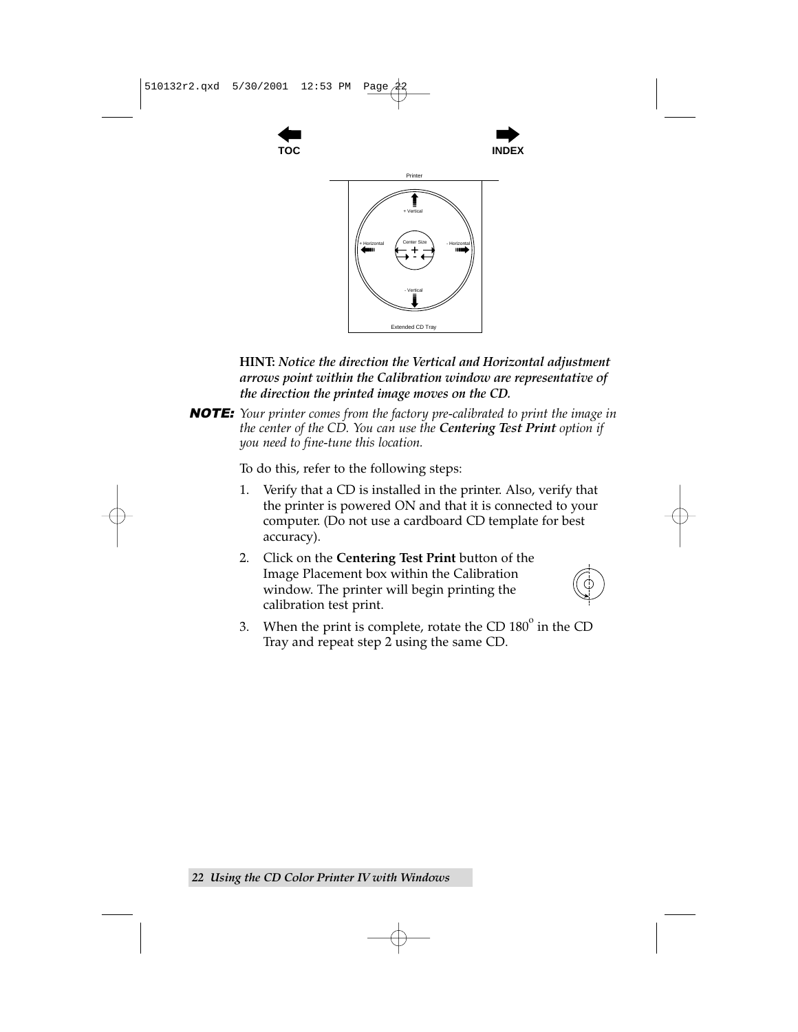**HINT:** ***Notice the direction the Vertical and Horizontal adjustment arrows point within the Calibration window are representative of the direction the printed image moves on the CD.***

**NOTE:** *Your printer comes from the factory pre-calibrated to print the image in the center of the CD. You can use the* ***Centering Test Print*** *option if you need to fine-tune this location.*

To do this, refer to the following steps:

1. Verify that a CD is installed in the printer. Also, verify that the printer is powered ON and that it is connected to your computer. (Do not use a cardboard CD template for best accuracy).
2. Click on the **Centering Test Print** button of the Image Placement box within the Calibration window. The printer will begin printing the calibration test print.
3. When the print is complete, rotate the CD 180° in the CD Tray and repeat step 2 using the same CD.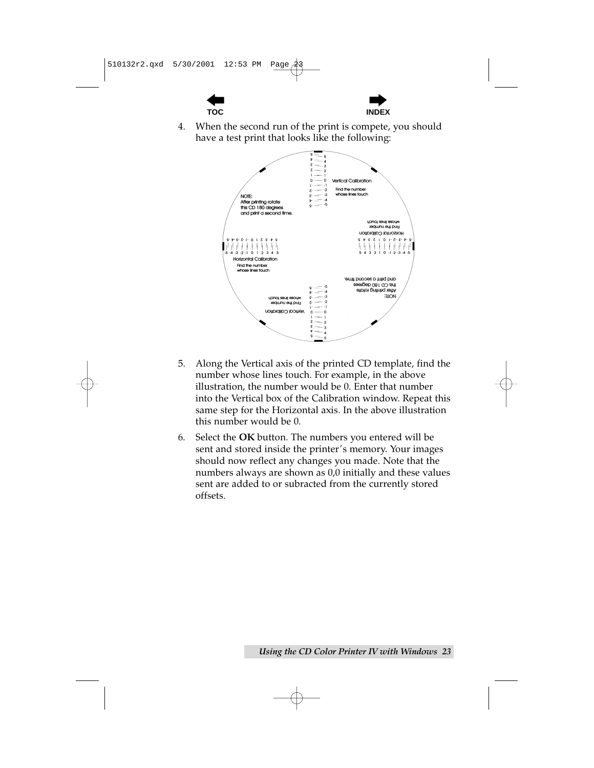4. When the second run of the print is compete, you should have a test print that looks like the following:

5. Along the Vertical axis of the printed CD template, find the number whose lines touch. For example, in the above illustration, the number would be 0. Enter that number into the Vertical box of the Calibration window. Repeat this same step for the Horizontal axis. In the above illustration this number would be 0.

6. Select the **OK** button. The numbers you entered will be sent and stored inside the printer's memory. Your images should now reflect any changes you made. Note that the numbers always are shown as 0,0 initially and these values sent are added to or subracted from the currently stored offsets.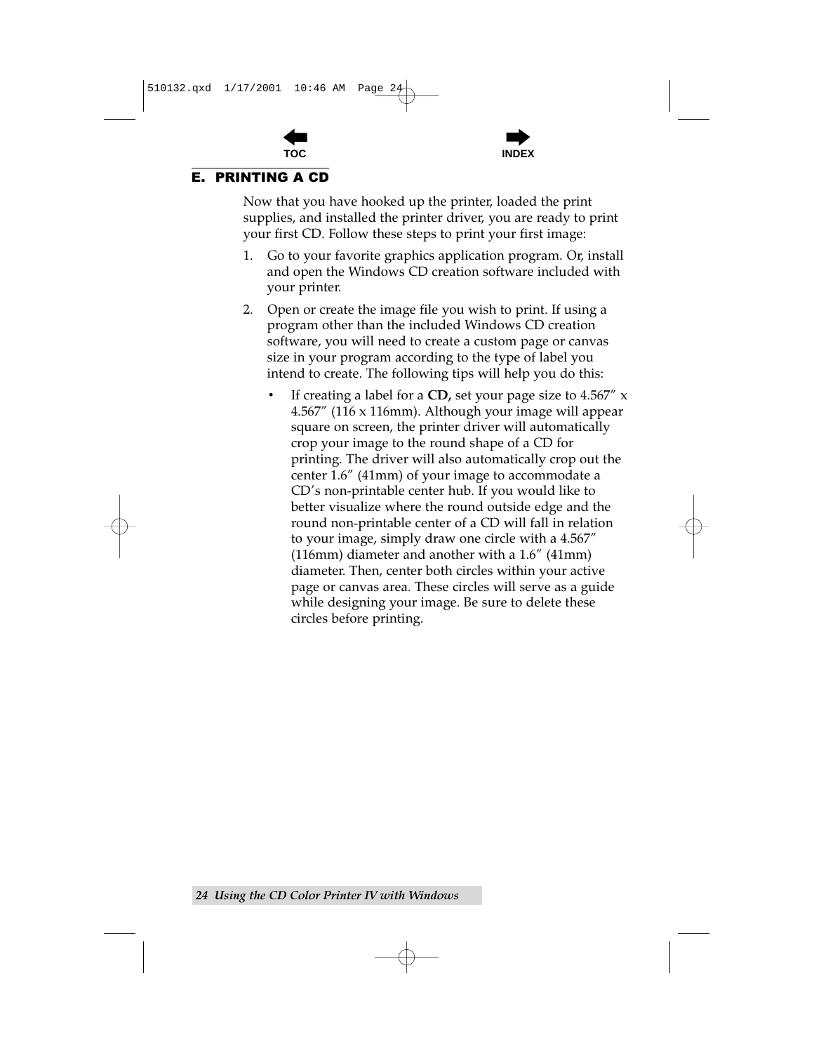## E. PRINTING A CD

Now that you have hooked up the printer, loaded the print supplies, and installed the printer driver, you are ready to print your first CD. Follow these steps to print your first image:

1. Go to your favorite graphics application program. Or, install and open the Windows CD creation software included with your printer.

2. Open or create the image file you wish to print. If using a program other than the included Windows CD creation software, you will need to create a custom page or canvas size in your program according to the type of label you intend to create. The following tips will help you do this:

   - If creating a label for a **CD,** set your page size to 4.567″ x 4.567″ (116 x 116mm). Although your image will appear square on screen, the printer driver will automatically crop your image to the round shape of a CD for printing. The driver will also automatically crop out the center 1.6″ (41mm) of your image to accommodate a CD's non-printable center hub. If you would like to better visualize where the round outside edge and the round non-printable center of a CD will fall in relation to your image, simply draw one circle with a 4.567″ (116mm) diameter and another with a 1.6″ (41mm) diameter. Then, center both circles within your active page or canvas area. These circles will serve as a guide while designing your image. Be sure to delete these circles before printing.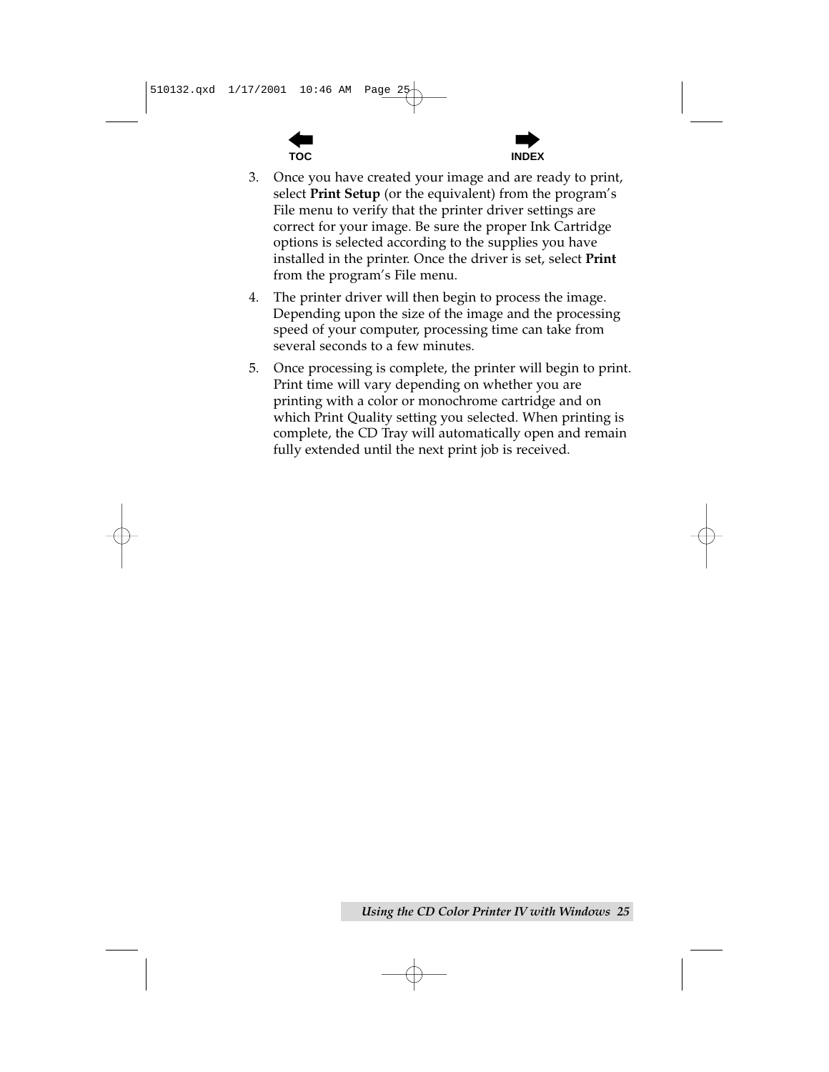3. Once you have created your image and are ready to print, select **Print Setup** (or the equivalent) from the program's File menu to verify that the printer driver settings are correct for your image. Be sure the proper Ink Cartridge options is selected according to the supplies you have installed in the printer. Once the driver is set, select **Print** from the program's File menu.

4. The printer driver will then begin to process the image. Depending upon the size of the image and the processing speed of your computer, processing time can take from several seconds to a few minutes.

5. Once processing is complete, the printer will begin to print. Print time will vary depending on whether you are printing with a color or monochrome cartridge and on which Print Quality setting you selected. When printing is complete, the CD Tray will automatically open and remain fully extended until the next print job is received.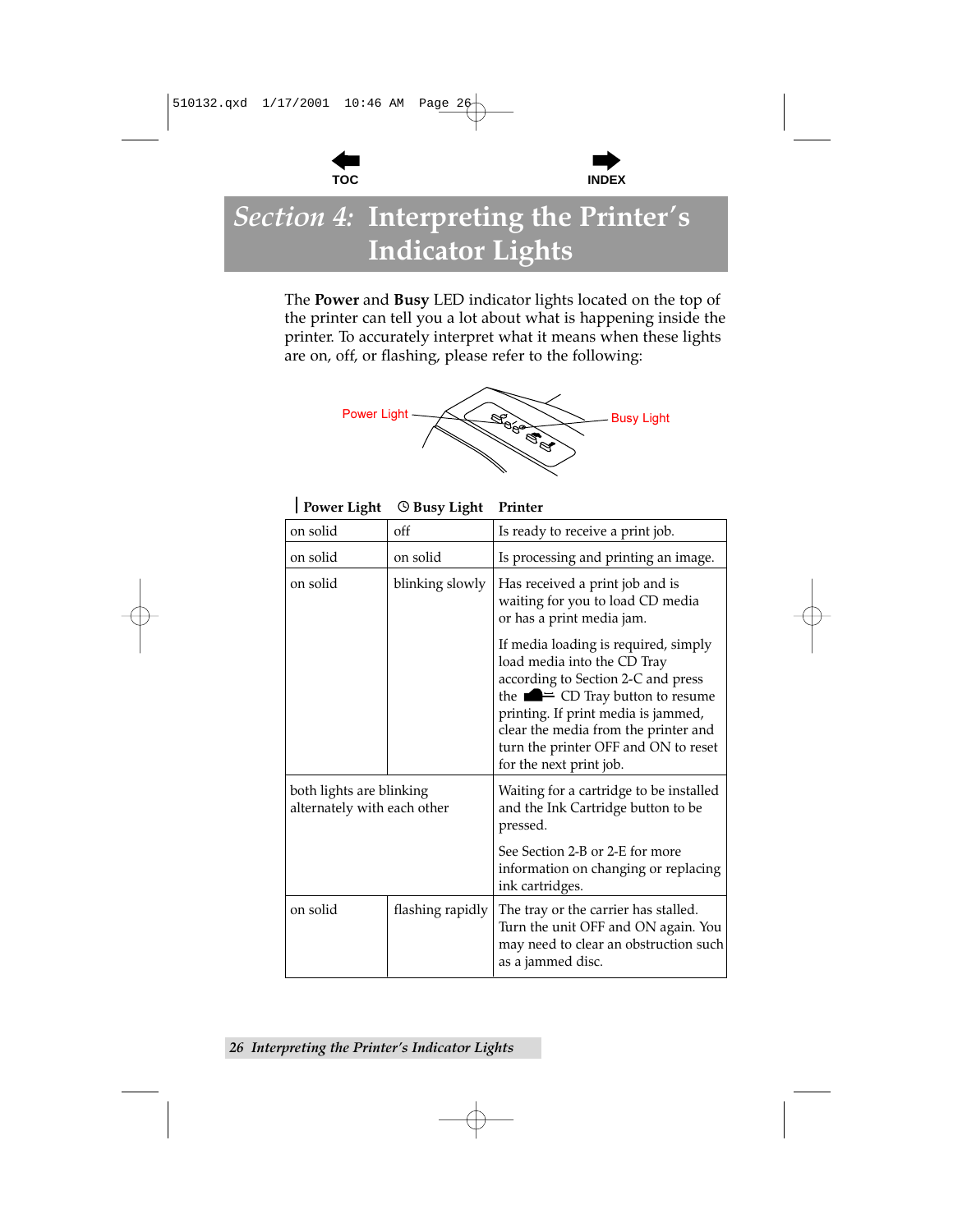# Section 4: Interpreting the Printer's Indicator Lights

The **Power** and **Busy** LED indicator lights located on the top of the printer can tell you a lot about what is happening inside the printer. To accurately interpret what it means when these lights are on, off, or flashing, please refer to the following:

Power Light    Busy Light

| Power Light | Busy Light | Printer |
|---|---|---|
| on solid | off | Is ready to receive a print job. |
| on solid | on solid | Is processing and printing an image. |
| on solid | blinking slowly | Has received a print job and is waiting for you to load CD media or has a print media jam.<br><br>If media loading is required, simply load media into the CD Tray according to Section 2-C and press the CD Tray button to resume printing. If print media is jammed, clear the media from the printer and turn the printer OFF and ON to reset for the next print job. |
| both lights are blinking alternately with each other | | Waiting for a cartridge to be installed and the Ink Cartridge button to be pressed.<br><br>See Section 2-B or 2-E for more information on changing or replacing ink cartridges. |
| on solid | flashing rapidly | The tray or the carrier has stalled. Turn the unit OFF and ON again. You may need to clear an obstruction such as a jammed disc. |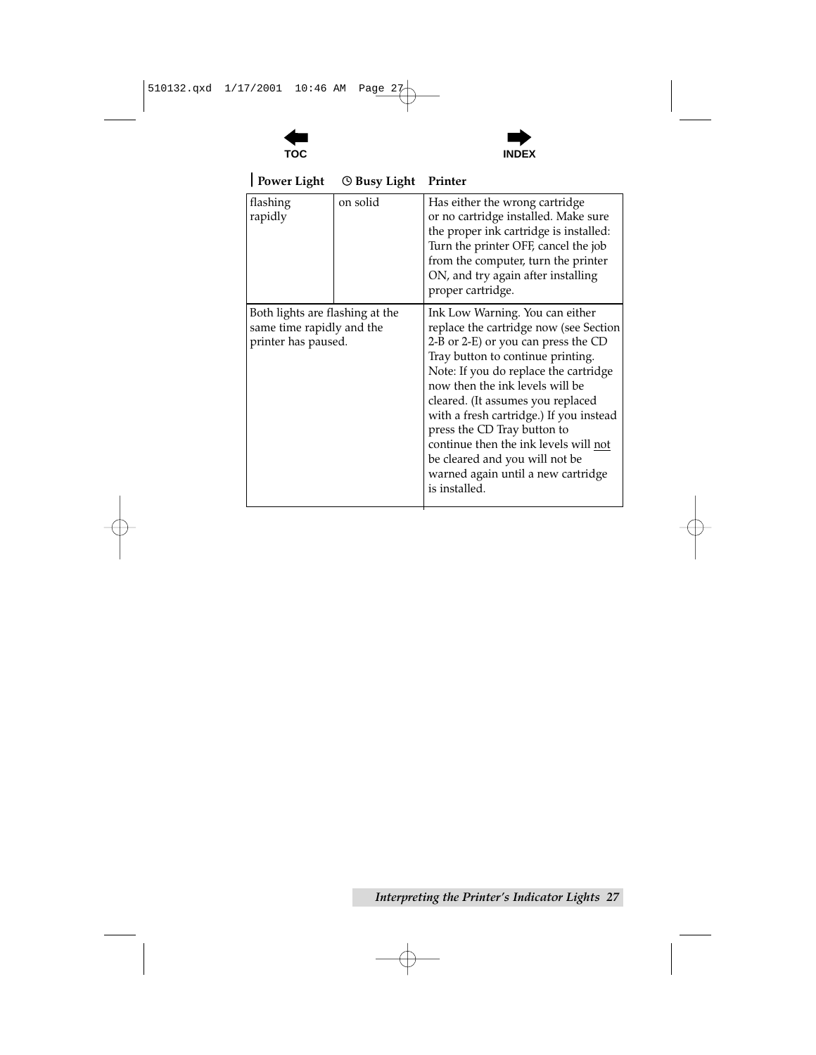| Power Light | Busy Light | Printer |
|---|---|---|
| flashing rapidly | on solid | Has either the wrong cartridge or no cartridge installed. Make sure the proper ink cartridge is installed: Turn the printer OFF, cancel the job from the computer, turn the printer ON, and try again after installing proper cartridge. |
| Both lights are flashing at the same time rapidly and the printer has paused. | | Ink Low Warning. You can either replace the cartridge now (see Section 2-B or 2-E) or you can press the CD Tray button to continue printing. Note: If you do replace the cartridge now then the ink levels will be cleared. (It assumes you replaced with a fresh cartridge.) If you instead press the CD Tray button to continue then the ink levels will not be cleared and you will not be warned again until a new cartridge is installed. |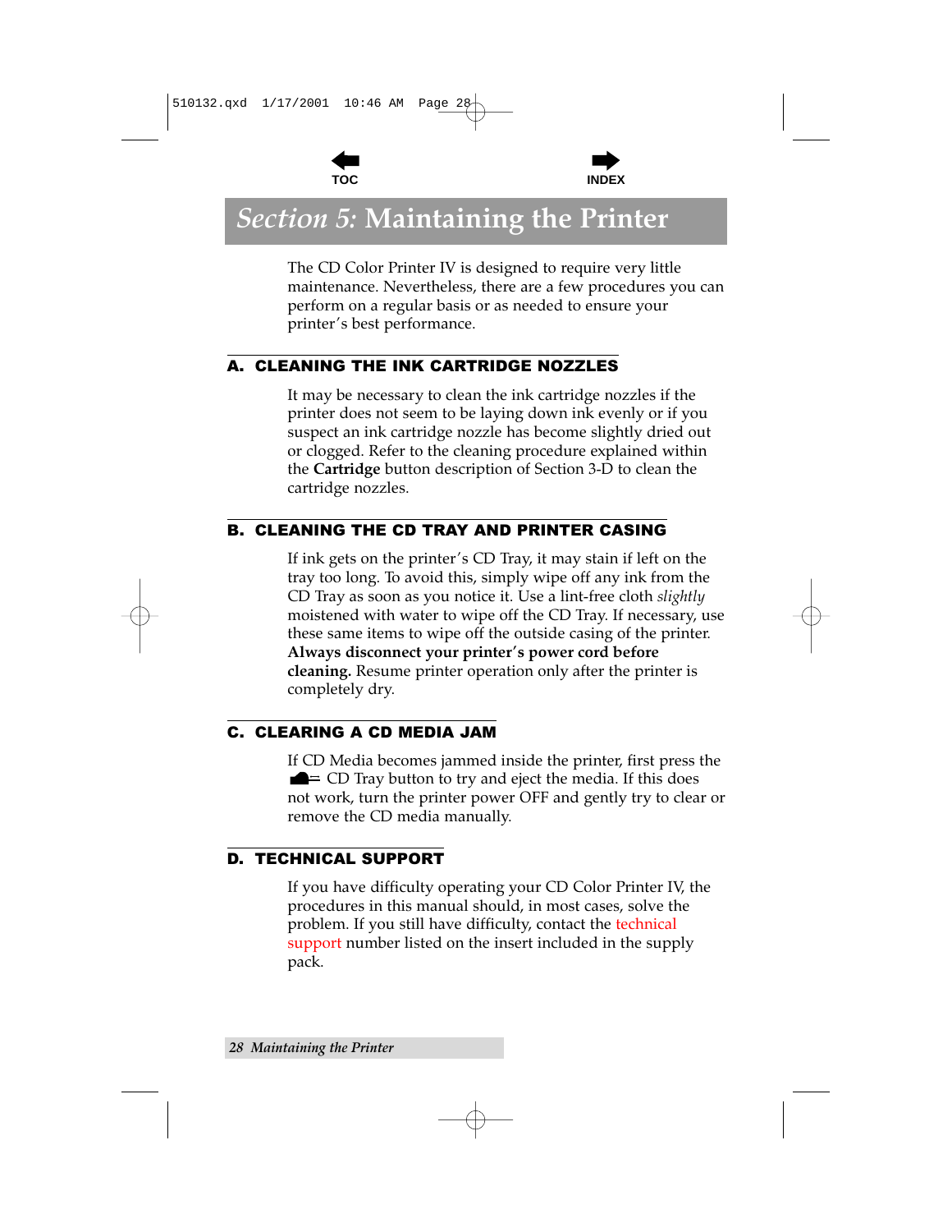# *Section 5:* Maintaining the Printer

The CD Color Printer IV is designed to require very little maintenance. Nevertheless, there are a few procedures you can perform on a regular basis or as needed to ensure your printer's best performance.

## A. CLEANING THE INK CARTRIDGE NOZZLES

It may be necessary to clean the ink cartridge nozzles if the printer does not seem to be laying down ink evenly or if you suspect an ink cartridge nozzle has become slightly dried out or clogged. Refer to the cleaning procedure explained within the **Cartridge** button description of Section 3-D to clean the cartridge nozzles.

## B. CLEANING THE CD TRAY AND PRINTER CASING

If ink gets on the printer's CD Tray, it may stain if left on the tray too long. To avoid this, simply wipe off any ink from the CD Tray as soon as you notice it. Use a lint-free cloth *slightly* moistened with water to wipe off the CD Tray. If necessary, use these same items to wipe off the outside casing of the printer. **Always disconnect your printer's power cord before cleaning.** Resume printer operation only after the printer is completely dry.

## C. CLEARING A CD MEDIA JAM

If CD Media becomes jammed inside the printer, first press the CD Tray button to try and eject the media. If this does not work, turn the printer power OFF and gently try to clear or remove the CD media manually.

## D. TECHNICAL SUPPORT

If you have difficulty operating your CD Color Printer IV, the procedures in this manual should, in most cases, solve the problem. If you still have difficulty, contact the technical support number listed on the insert included in the supply pack.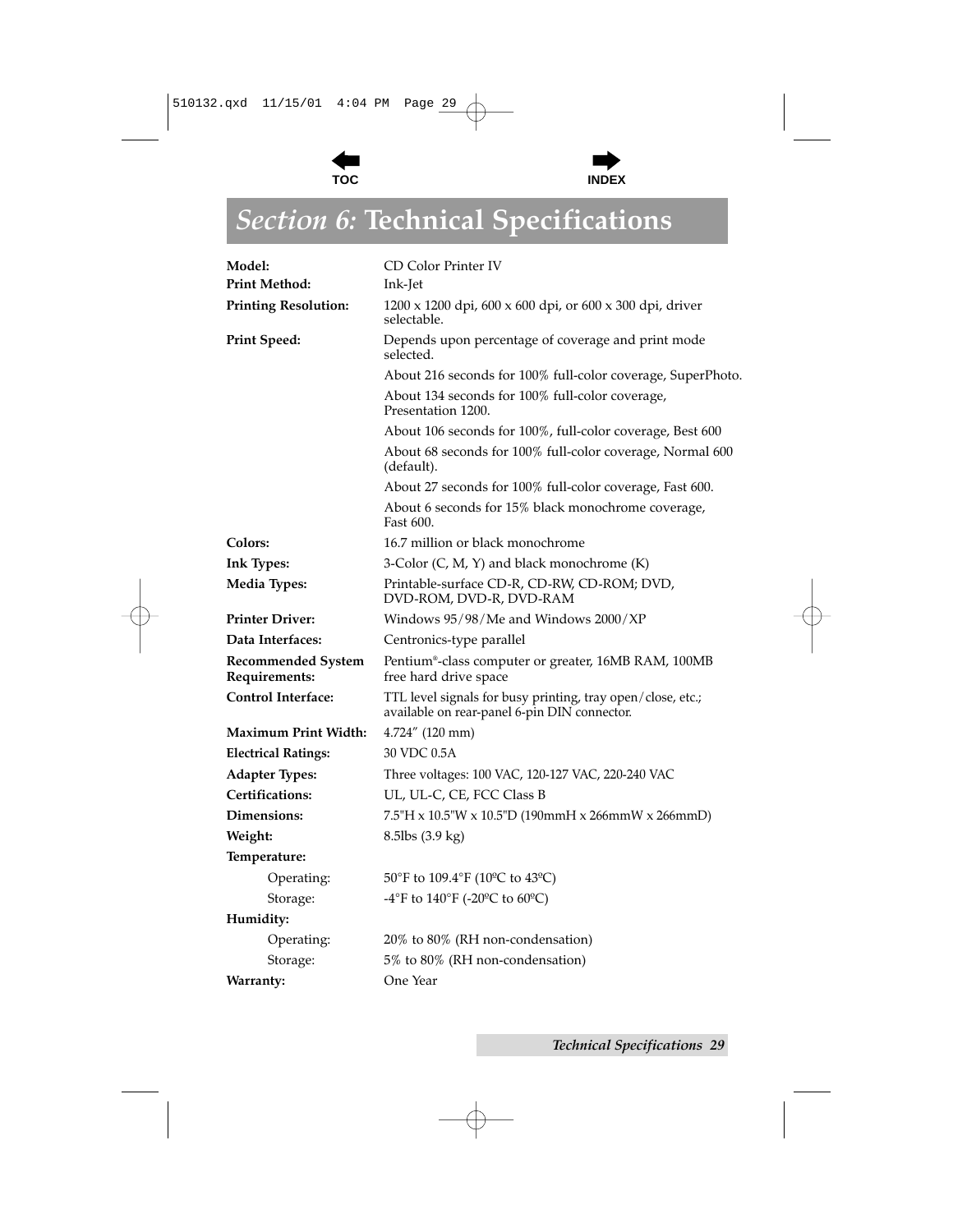# *Section 6:* Technical Specifications

| | |
|---|---|
| **Model:** | CD Color Printer IV |
| **Print Method:** | Ink-Jet |
| **Printing Resolution:** | 1200 x 1200 dpi, 600 x 600 dpi, or 600 x 300 dpi, driver selectable. |
| **Print Speed:** | Depends upon percentage of coverage and print mode selected. |
| | About 216 seconds for 100% full-color coverage, SuperPhoto. |
| | About 134 seconds for 100% full-color coverage, Presentation 1200. |
| | About 106 seconds for 100%, full-color coverage, Best 600 |
| | About 68 seconds for 100% full-color coverage, Normal 600 (default). |
| | About 27 seconds for 100% full-color coverage, Fast 600. |
| | About 6 seconds for 15% black monochrome coverage, Fast 600. |
| **Colors:** | 16.7 million or black monochrome |
| **Ink Types:** | 3-Color (C, M, Y) and black monochrome (K) |
| **Media Types:** | Printable-surface CD-R, CD-RW, CD-ROM; DVD, DVD-ROM, DVD-R, DVD-RAM |
| **Printer Driver:** | Windows 95/98/Me and Windows 2000/XP |
| **Data Interfaces:** | Centronics-type parallel |
| **Recommended System Requirements:** | Pentium®-class computer or greater, 16MB RAM, 100MB free hard drive space |
| **Control Interface:** | TTL level signals for busy printing, tray open/close, etc.; available on rear-panel 6-pin DIN connector. |
| **Maximum Print Width:** | 4.724" (120 mm) |
| **Electrical Ratings:** | 30 VDC 0.5A |
| **Adapter Types:** | Three voltages: 100 VAC, 120-127 VAC, 220-240 VAC |
| **Certifications:** | UL, UL-C, CE, FCC Class B |
| **Dimensions:** | 7.5"H x 10.5"W x 10.5"D (190mmH x 266mmW x 266mmD) |
| **Weight:** | 8.5lbs (3.9 kg) |
| **Temperature:** | |
| Operating: | 50°F to 109.4°F (10ºC to 43ºC) |
| Storage: | -4°F to 140°F (-20ºC to 60ºC) |
| **Humidity:** | |
| Operating: | 20% to 80% (RH non-condensation) |
| Storage: | 5% to 80% (RH non-condensation) |
| **Warranty:** | One Year |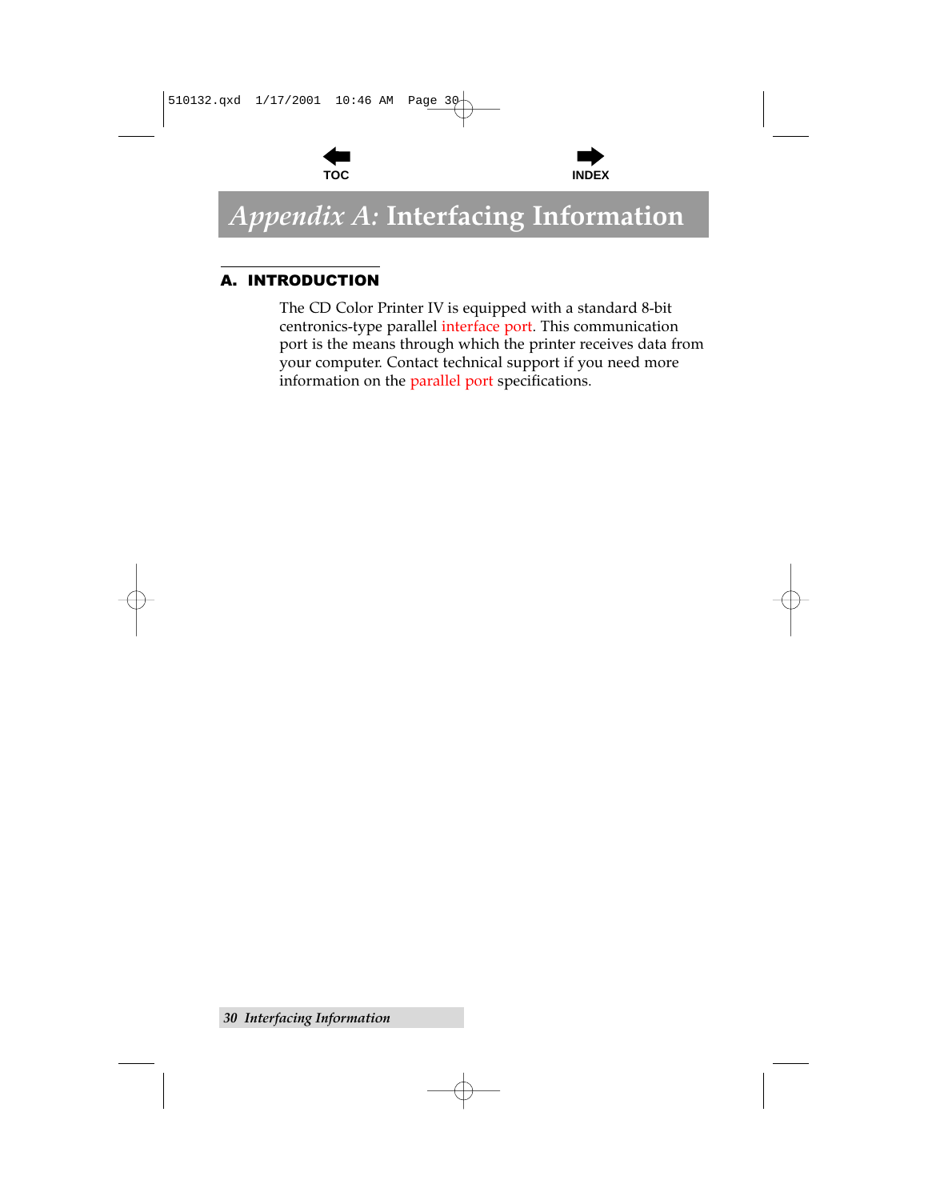# *Appendix A:* Interfacing Information

## A. INTRODUCTION

The CD Color Printer IV is equipped with a standard 8-bit centronics-type parallel interface port. This communication port is the means through which the printer receives data from your computer. Contact technical support if you need more information on the parallel port specifications.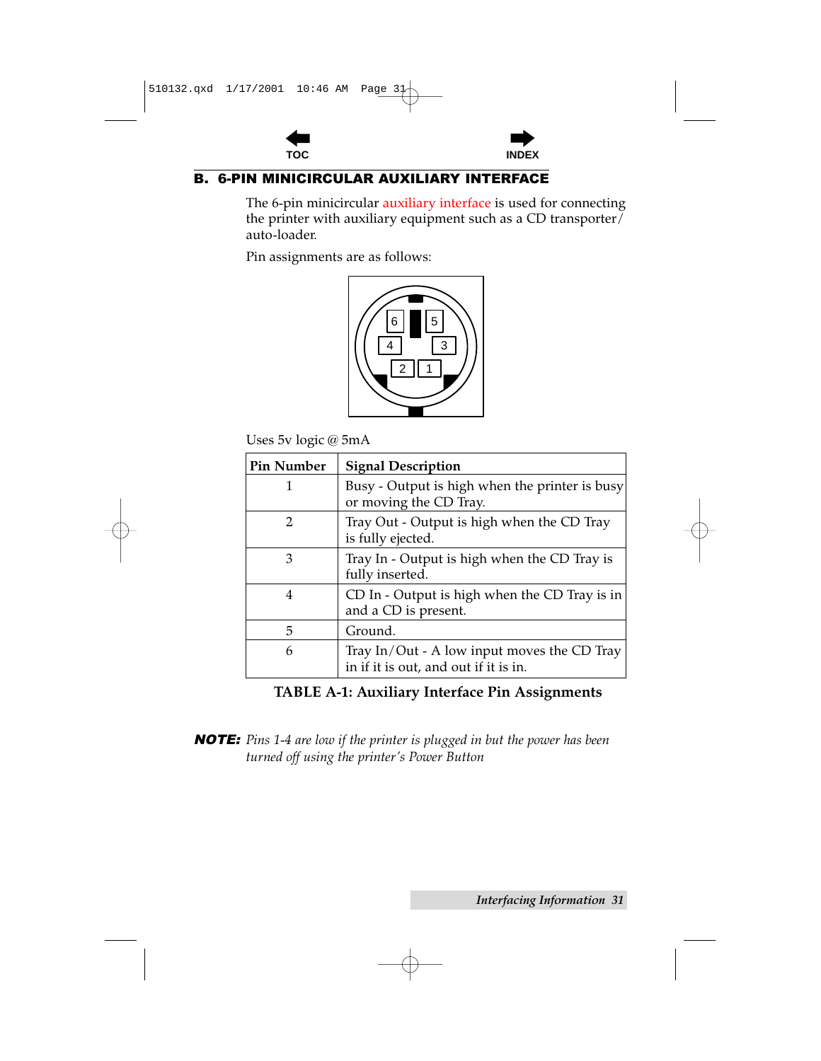## B. 6-PIN MINICIRCULAR AUXILIARY INTERFACE

The 6-pin minicircular auxiliary interface is used for connecting the printer with auxiliary equipment such as a CD transporter/ auto-loader.

Pin assignments are as follows:

Uses 5v logic @ 5mA

| Pin Number | Signal Description |
|---|---|
| 1 | Busy - Output is high when the printer is busy or moving the CD Tray. |
| 2 | Tray Out - Output is high when the CD Tray is fully ejected. |
| 3 | Tray In - Output is high when the CD Tray is fully inserted. |
| 4 | CD In - Output is high when the CD Tray is in and a CD is present. |
| 5 | Ground. |
| 6 | Tray In/Out - A low input moves the CD Tray in if it is out, and out if it is in. |

**TABLE A-1: Auxiliary Interface Pin Assignments**

***NOTE:*** *Pins 1-4 are low if the printer is plugged in but the power has been turned off using the printer's Power Button*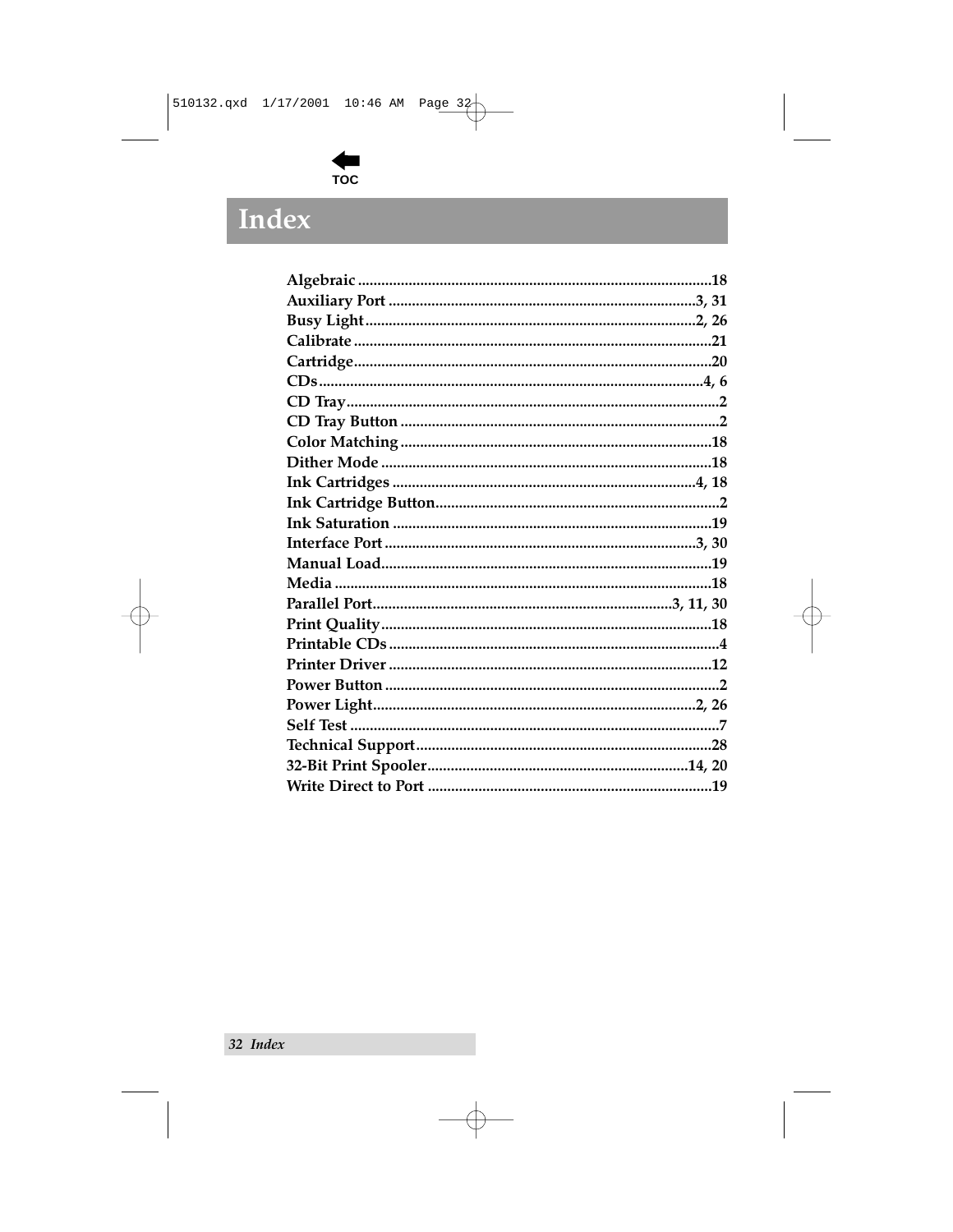# Index

**Algebraic** ........................................ 18
**Auxiliary Port** ........................................ 3, 31
**Busy Light** ........................................ 2, 26
**Calibrate** ........................................ 21
**Cartridge** ........................................ 20
**CDs** ........................................ 4, 6
**CD Tray** ........................................ 2
**CD Tray Button** ........................................ 2
**Color Matching** ........................................ 18
**Dither Mode** ........................................ 18
**Ink Cartridges** ........................................ 4, 18
**Ink Cartridge Button** ........................................ 2
**Ink Saturation** ........................................ 19
**Interface Port** ........................................ 3, 30
**Manual Load** ........................................ 19
**Media** ........................................ 18
**Parallel Port** ........................................ 3, 11, 30
**Print Quality** ........................................ 18
**Printable CDs** ........................................ 4
**Printer Driver** ........................................ 12
**Power Button** ........................................ 2
**Power Light** ........................................ 2, 26
**Self Test** ........................................ 7
**Technical Support** ........................................ 28
**32-Bit Print Spooler** ........................................ 14, 20
**Write Direct to Port** ........................................ 19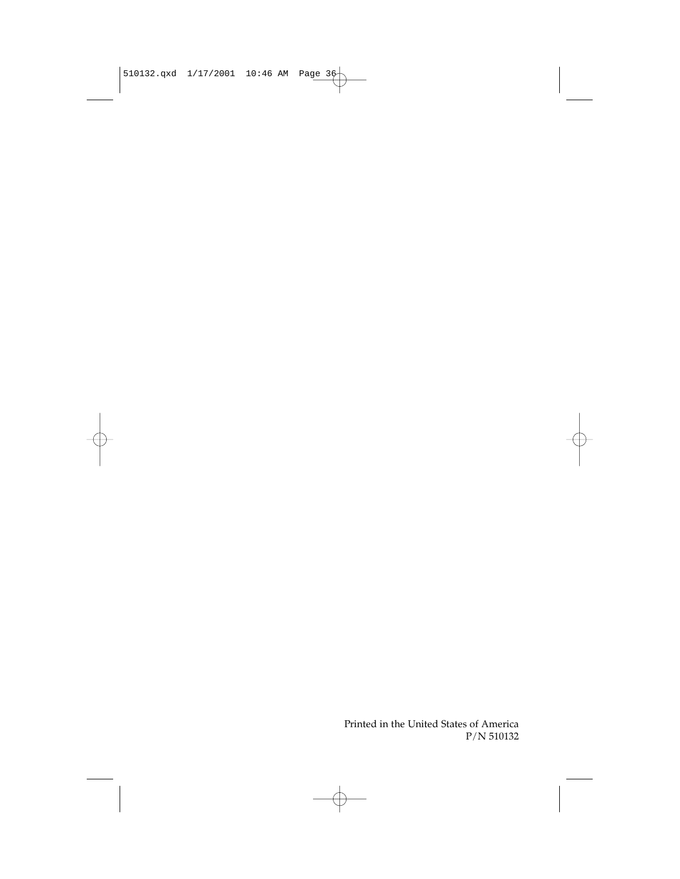Printed in the United States of America
P/N 510132